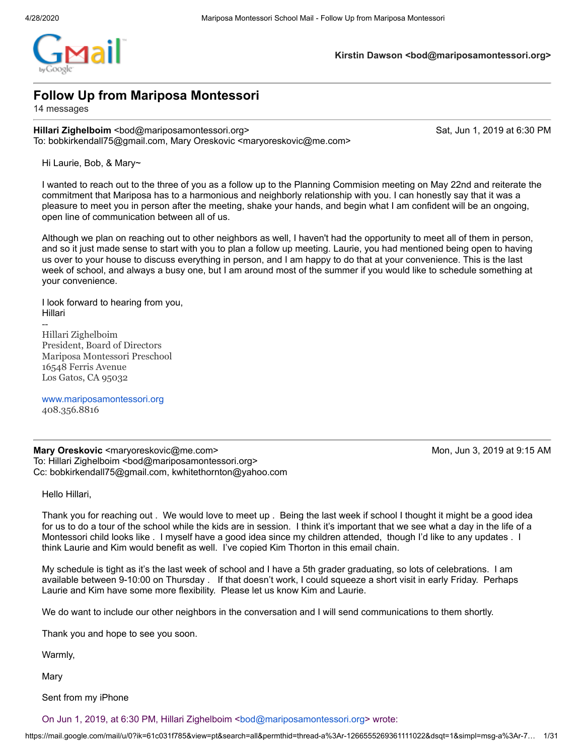Kirstin Dawson <bod@mariposamontessori.org>

# Follow Up from Mariposa Montessori

14 messages

---

**Hillari Zighelboim** <bod@mariposamontessori.org> — Sat, Jun 1, 2019 at 6:30 PM
To: bobkirkendall75@gmail.com, Mary Oreskovic <maryoreskovic@me.com>

Hi Laurie, Bob, & Mary~

I wanted to reach out to the three of you as a follow up to the Planning Commision meeting on May 22nd and reiterate the commitment that Mariposa has to a harmonious and neighborly relationship with you. I can honestly say that it was a pleasure to meet you in person after the meeting, shake your hands, and begin what I am confident will be an ongoing, open line of communication between all of us.

Although we plan on reaching out to other neighbors as well, I haven't had the opportunity to meet all of them in person, and so it just made sense to start with you to plan a follow up meeting. Laurie, you had mentioned being open to having us over to your house to discuss everything in person, and I am happy to do that at your convenience. This is the last week of school, and always a busy one, but I am around most of the summer if you would like to schedule something at your convenience.

I look forward to hearing from you,
Hillari
--
Hillari Zighelboim
President, Board of Directors
Mariposa Montessori Preschool
16548 Ferris Avenue
Los Gatos, CA 95032

www.mariposamontessori.org
408.356.8816

---

**Mary Oreskovic** <maryoreskovic@me.com> — Mon, Jun 3, 2019 at 9:15 AM
To: Hillari Zighelboim <bod@mariposamontessori.org>
Cc: bobkirkendall75@gmail.com, kwhitethornton@yahoo.com

Hello Hillari,

Thank you for reaching out . We would love to meet up . Being the last week if school I thought it might be a good idea for us to do a tour of the school while the kids are in session. I think it's important that we see what a day in the life of a Montessori child looks like . I myself have a good idea since my children attended, though I'd like to any updates . I think Laurie and Kim would benefit as well. I've copied Kim Thorton in this email chain.

My schedule is tight as it's the last week of school and I have a 5th grader graduating, so lots of celebrations. I am available between 9-10:00 on Thursday . If that doesn't work, I could squeeze a short visit in early Friday. Perhaps Laurie and Kim have some more flexibility. Please let us know Kim and Laurie.

We do want to include our other neighbors in the conversation and I will send communications to them shortly.

Thank you and hope to see you soon.

Warmly,

Mary

Sent from my iPhone

On Jun 1, 2019, at 6:30 PM, Hillari Zighelboim <bod@mariposamontessori.org> wrote: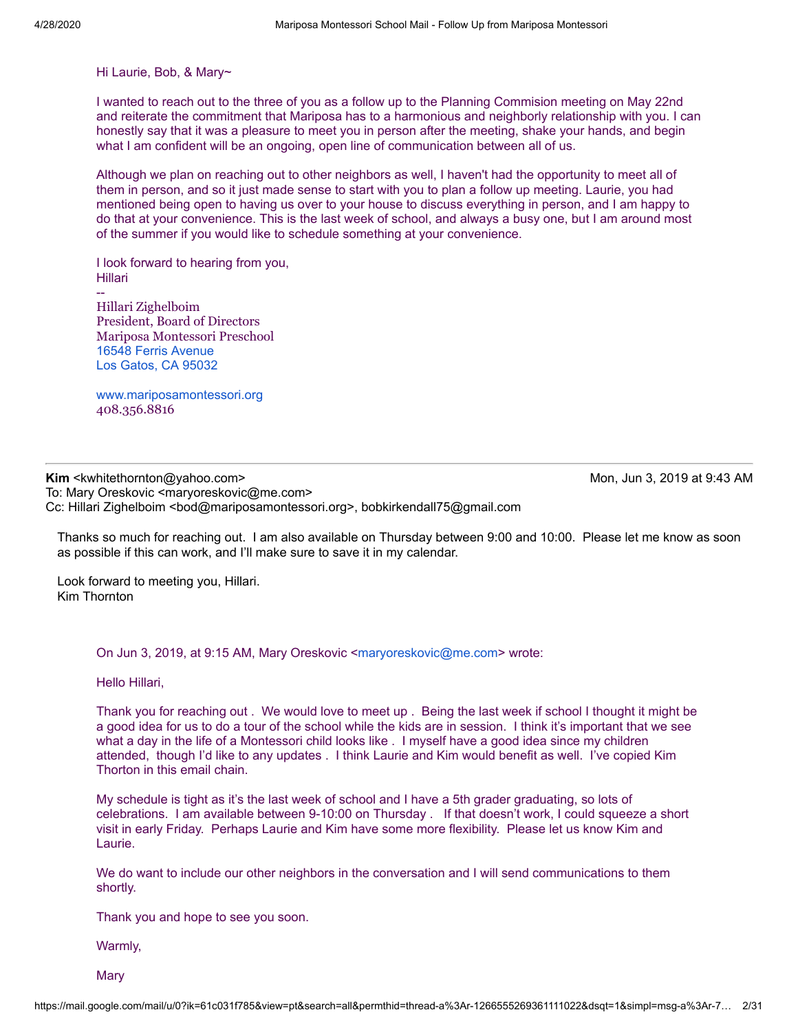Hi Laurie, Bob, & Mary~

I wanted to reach out to the three of you as a follow up to the Planning Commision meeting on May 22nd and reiterate the commitment that Mariposa has to a harmonious and neighborly relationship with you. I can honestly say that it was a pleasure to meet you in person after the meeting, shake your hands, and begin what I am confident will be an ongoing, open line of communication between all of us.

Although we plan on reaching out to other neighbors as well, I haven't had the opportunity to meet all of them in person, and so it just made sense to start with you to plan a follow up meeting. Laurie, you had mentioned being open to having us over to your house to discuss everything in person, and I am happy to do that at your convenience. This is the last week of school, and always a busy one, but I am around most of the summer if you would like to schedule something at your convenience.

I look forward to hearing from you,
Hillari
--
Hillari Zighelboim
President, Board of Directors
Mariposa Montessori Preschool
16548 Ferris Avenue
Los Gatos, CA 95032

www.mariposamontessori.org
408.356.8816

---

**Kim** <kwhitethornton@yahoo.com> Mon, Jun 3, 2019 at 9:43 AM
To: Mary Oreskovic <maryoreskovic@me.com>
Cc: Hillari Zighelboim <bod@mariposamontessori.org>, bobkirkendall75@gmail.com

Thanks so much for reaching out. I am also available on Thursday between 9:00 and 10:00. Please let me know as soon as possible if this can work, and I'll make sure to save it in my calendar.

Look forward to meeting you, Hillari.
Kim Thornton

> On Jun 3, 2019, at 9:15 AM, Mary Oreskovic <maryoreskovic@me.com> wrote:
>
> Hello Hillari,
>
> Thank you for reaching out . We would love to meet up . Being the last week if school I thought it might be a good idea for us to do a tour of the school while the kids are in session. I think it's important that we see what a day in the life of a Montessori child looks like . I myself have a good idea since my children attended, though I'd like to any updates . I think Laurie and Kim would benefit as well. I've copied Kim Thorton in this email chain.
>
> My schedule is tight as it's the last week of school and I have a 5th grader graduating, so lots of celebrations. I am available between 9-10:00 on Thursday . If that doesn't work, I could squeeze a short visit in early Friday. Perhaps Laurie and Kim have some more flexibility. Please let us know Kim and Laurie.
>
> We do want to include our other neighbors in the conversation and I will send communications to them shortly.
>
> Thank you and hope to see you soon.
>
> Warmly,
>
> Mary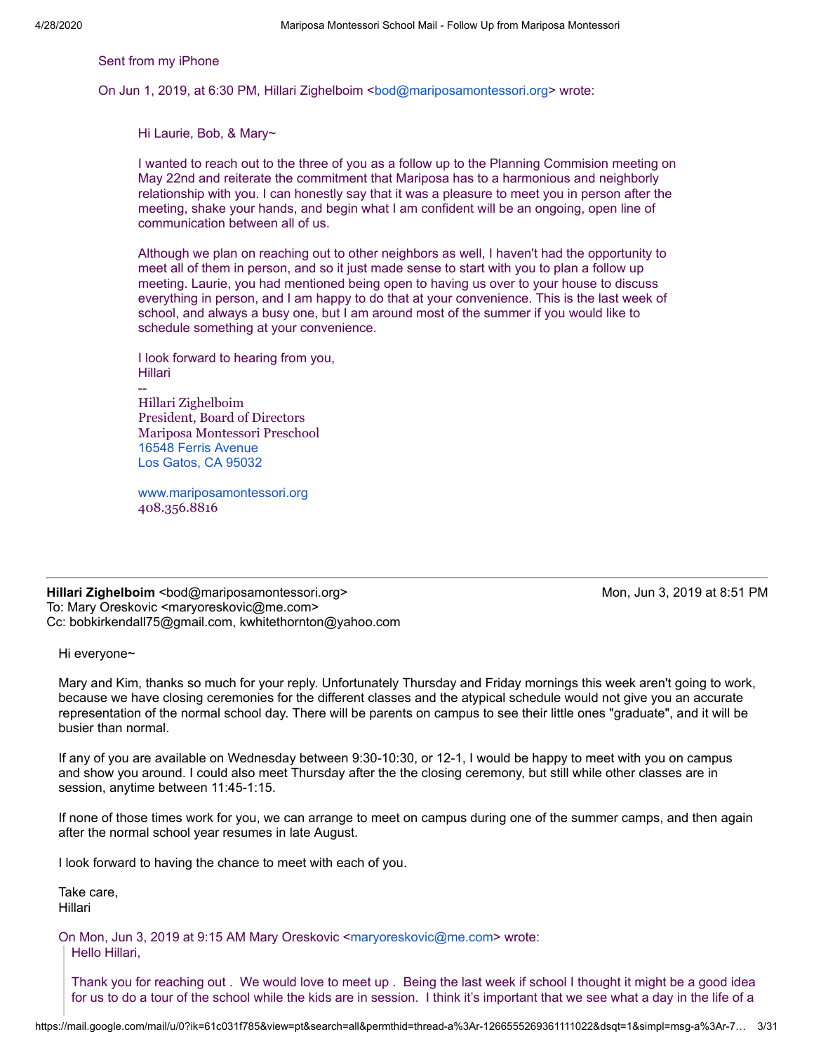Sent from my iPhone

On Jun 1, 2019, at 6:30 PM, Hillari Zighelboim <bod@mariposamontessori.org> wrote:

> Hi Laurie, Bob, & Mary~
>
> I wanted to reach out to the three of you as a follow up to the Planning Commision meeting on May 22nd and reiterate the commitment that Mariposa has to a harmonious and neighborly relationship with you. I can honestly say that it was a pleasure to meet you in person after the meeting, shake your hands, and begin what I am confident will be an ongoing, open line of communication between all of us.
>
> Although we plan on reaching out to other neighbors as well, I haven't had the opportunity to meet all of them in person, and so it just made sense to start with you to plan a follow up meeting. Laurie, you had mentioned being open to having us over to your house to discuss everything in person, and I am happy to do that at your convenience. This is the last week of school, and always a busy one, but I am around most of the summer if you would like to schedule something at your convenience.
>
> I look forward to hearing from you,
> Hillari
> --
> Hillari Zighelboim
> President, Board of Directors
> Mariposa Montessori Preschool
> 16548 Ferris Avenue
> Los Gatos, CA 95032
>
> www.mariposamontessori.org
> 408.356.8816

---

**Hillari Zighelboim** <bod@mariposamontessori.org> — Mon, Jun 3, 2019 at 8:51 PM
To: Mary Oreskovic <maryoreskovic@me.com>
Cc: bobkirkendall75@gmail.com, kwhitethornton@yahoo.com

Hi everyone~

Mary and Kim, thanks so much for your reply. Unfortunately Thursday and Friday mornings this week aren't going to work, because we have closing ceremonies for the different classes and the atypical schedule would not give you an accurate representation of the normal school day. There will be parents on campus to see their little ones "graduate", and it will be busier than normal.

If any of you are available on Wednesday between 9:30-10:30, or 12-1, I would be happy to meet with you on campus and show you around. I could also meet Thursday after the the closing ceremony, but still while other classes are in session, anytime between 11:45-1:15.

If none of those times work for you, we can arrange to meet on campus during one of the summer camps, and then again after the normal school year resumes in late August.

I look forward to having the chance to meet with each of you.

Take care,
Hillari

On Mon, Jun 3, 2019 at 9:15 AM Mary Oreskovic <maryoreskovic@me.com> wrote:

> Hello Hillari,
>
> Thank you for reaching out . We would love to meet up . Being the last week if school I thought it might be a good idea for us to do a tour of the school while the kids are in session. I think it's important that we see what a day in the life of a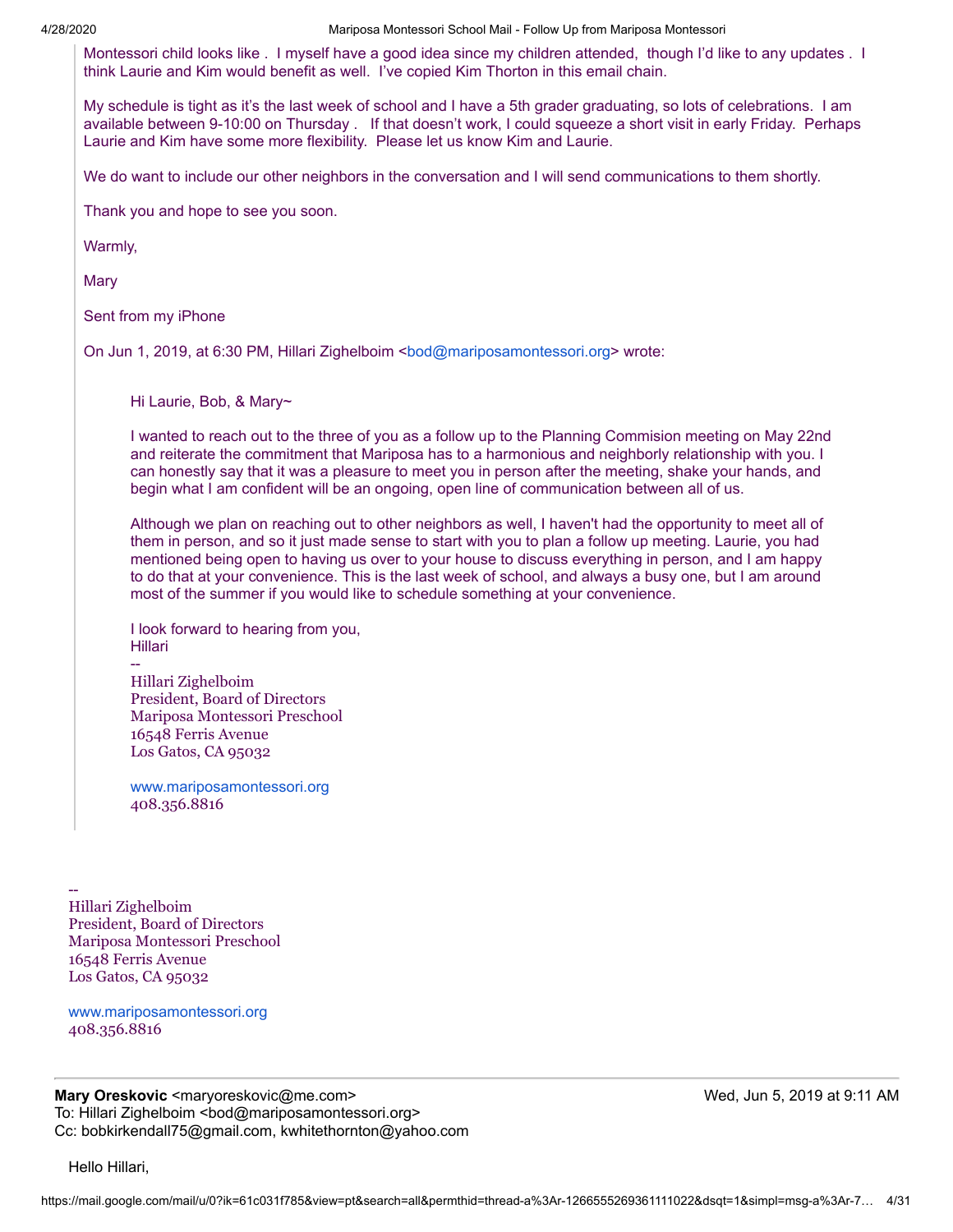> Montessori child looks like . I myself have a good idea since my children attended, though I'd like to any updates . I think Laurie and Kim would benefit as well. I've copied Kim Thorton in this email chain.
>
> My schedule is tight as it's the last week of school and I have a 5th grader graduating, so lots of celebrations. I am available between 9-10:00 on Thursday . If that doesn't work, I could squeeze a short visit in early Friday. Perhaps Laurie and Kim have some more flexibility. Please let us know Kim and Laurie.
>
> We do want to include our other neighbors in the conversation and I will send communications to them shortly.
>
> Thank you and hope to see you soon.
>
> Warmly,
>
> Mary
>
> Sent from my iPhone
>
> On Jun 1, 2019, at 6:30 PM, Hillari Zighelboim <bod@mariposamontessori.org> wrote:
>
>> Hi Laurie, Bob, & Mary~
>>
>> I wanted to reach out to the three of you as a follow up to the Planning Commision meeting on May 22nd and reiterate the commitment that Mariposa has to a harmonious and neighborly relationship with you. I can honestly say that it was a pleasure to meet you in person after the meeting, shake your hands, and begin what I am confident will be an ongoing, open line of communication between all of us.
>>
>> Although we plan on reaching out to other neighbors as well, I haven't had the opportunity to meet all of them in person, and so it just made sense to start with you to plan a follow up meeting. Laurie, you had mentioned being open to having us over to your house to discuss everything in person, and I am happy to do that at your convenience. This is the last week of school, and always a busy one, but I am around most of the summer if you would like to schedule something at your convenience.
>>
>> I look forward to hearing from you,
>> Hillari
>> --
>> Hillari Zighelboim
>> President, Board of Directors
>> Mariposa Montessori Preschool
>> 16548 Ferris Avenue
>> Los Gatos, CA 95032
>>
>> www.mariposamontessori.org
>> 408.356.8816

--
Hillari Zighelboim
President, Board of Directors
Mariposa Montessori Preschool
16548 Ferris Avenue
Los Gatos, CA 95032

www.mariposamontessori.org
408.356.8816

---

**Mary Oreskovic** <maryoreskovic@me.com> Wed, Jun 5, 2019 at 9:11 AM
To: Hillari Zighelboim <bod@mariposamontessori.org>
Cc: bobkirkendall75@gmail.com, kwhitethornton@yahoo.com

Hello Hillari,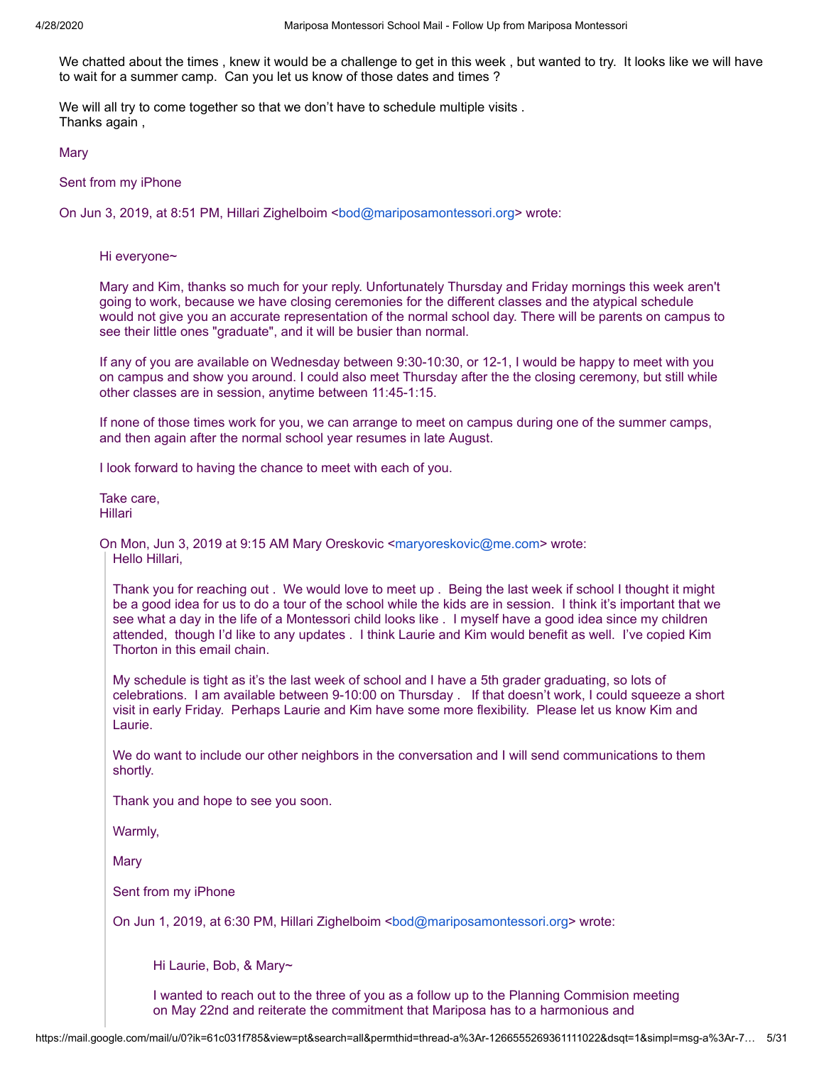We chatted about the times , knew it would be a challenge to get in this week , but wanted to try. It looks like we will have to wait for a summer camp. Can you let us know of those dates and times ?

We will all try to come together so that we don't have to schedule multiple visits .
Thanks again ,

Mary

Sent from my iPhone

On Jun 3, 2019, at 8:51 PM, Hillari Zighelboim <bod@mariposamontessori.org> wrote:

> Hi everyone~
>
> Mary and Kim, thanks so much for your reply. Unfortunately Thursday and Friday mornings this week aren't going to work, because we have closing ceremonies for the different classes and the atypical schedule would not give you an accurate representation of the normal school day. There will be parents on campus to see their little ones "graduate", and it will be busier than normal.
>
> If any of you are available on Wednesday between 9:30-10:30, or 12-1, I would be happy to meet with you on campus and show you around. I could also meet Thursday after the the closing ceremony, but still while other classes are in session, anytime between 11:45-1:15.
>
> If none of those times work for you, we can arrange to meet on campus during one of the summer camps, and then again after the normal school year resumes in late August.
>
> I look forward to having the chance to meet with each of you.
>
> Take care,
> Hillari
>
> On Mon, Jun 3, 2019 at 9:15 AM Mary Oreskovic <maryoreskovic@me.com> wrote:
>
>> Hello Hillari,
>>
>> Thank you for reaching out . We would love to meet up . Being the last week if school I thought it might be a good idea for us to do a tour of the school while the kids are in session. I think it's important that we see what a day in the life of a Montessori child looks like . I myself have a good idea since my children attended, though I'd like to any updates . I think Laurie and Kim would benefit as well. I've copied Kim Thorton in this email chain.
>>
>> My schedule is tight as it's the last week of school and I have a 5th grader graduating, so lots of celebrations. I am available between 9-10:00 on Thursday . If that doesn't work, I could squeeze a short visit in early Friday. Perhaps Laurie and Kim have some more flexibility. Please let us know Kim and Laurie.
>>
>> We do want to include our other neighbors in the conversation and I will send communications to them shortly.
>>
>> Thank you and hope to see you soon.
>>
>> Warmly,
>>
>> Mary
>>
>> Sent from my iPhone
>>
>> On Jun 1, 2019, at 6:30 PM, Hillari Zighelboim <bod@mariposamontessori.org> wrote:
>>
>>> Hi Laurie, Bob, & Mary~
>>>
>>> I wanted to reach out to the three of you as a follow up to the Planning Commision meeting on May 22nd and reiterate the commitment that Mariposa has to a harmonious and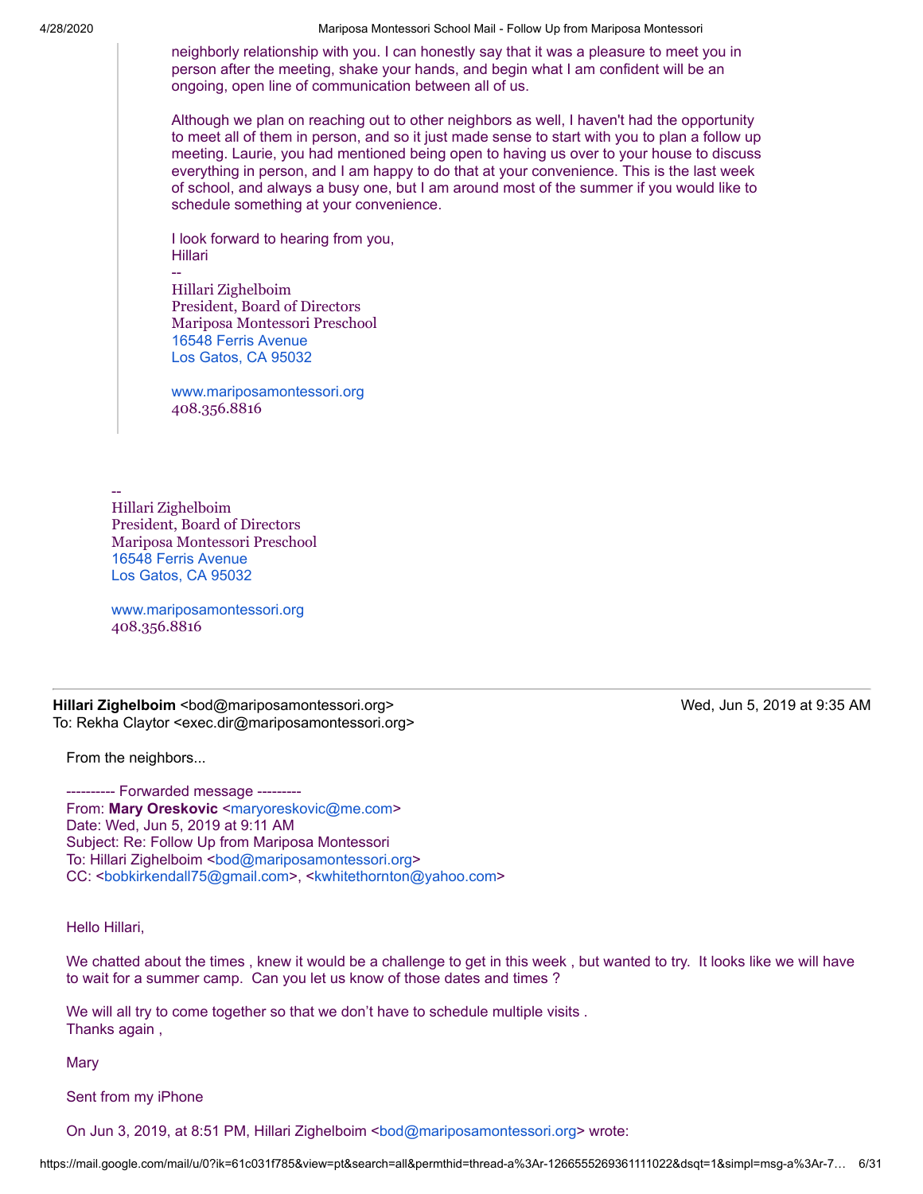neighborly relationship with you. I can honestly say that it was a pleasure to meet you in person after the meeting, shake your hands, and begin what I am confident will be an ongoing, open line of communication between all of us.

Although we plan on reaching out to other neighbors as well, I haven't had the opportunity to meet all of them in person, and so it just made sense to start with you to plan a follow up meeting. Laurie, you had mentioned being open to having us over to your house to discuss everything in person, and I am happy to do that at your convenience. This is the last week of school, and always a busy one, but I am around most of the summer if you would like to schedule something at your convenience.

I look forward to hearing from you,
Hillari
--
Hillari Zighelboim
President, Board of Directors
Mariposa Montessori Preschool
16548 Ferris Avenue
Los Gatos, CA 95032

www.mariposamontessori.org
408.356.8816

--
Hillari Zighelboim
President, Board of Directors
Mariposa Montessori Preschool
16548 Ferris Avenue
Los Gatos, CA 95032

www.mariposamontessori.org
408.356.8816

---

**Hillari Zighelboim** <bod@mariposamontessori.org> Wed, Jun 5, 2019 at 9:35 AM
To: Rekha Claytor <exec.dir@mariposamontessori.org>

From the neighbors...

---------- Forwarded message ---------
From: **Mary Oreskovic** <maryoreskovic@me.com>
Date: Wed, Jun 5, 2019 at 9:11 AM
Subject: Re: Follow Up from Mariposa Montessori
To: Hillari Zighelboim <bod@mariposamontessori.org>
CC: <bobkirkendall75@gmail.com>, <kwhitethornton@yahoo.com>

Hello Hillari,

We chatted about the times , knew it would be a challenge to get in this week , but wanted to try. It looks like we will have to wait for a summer camp. Can you let us know of those dates and times ?

We will all try to come together so that we don't have to schedule multiple visits .
Thanks again ,

Mary

Sent from my iPhone

On Jun 3, 2019, at 8:51 PM, Hillari Zighelboim <bod@mariposamontessori.org> wrote: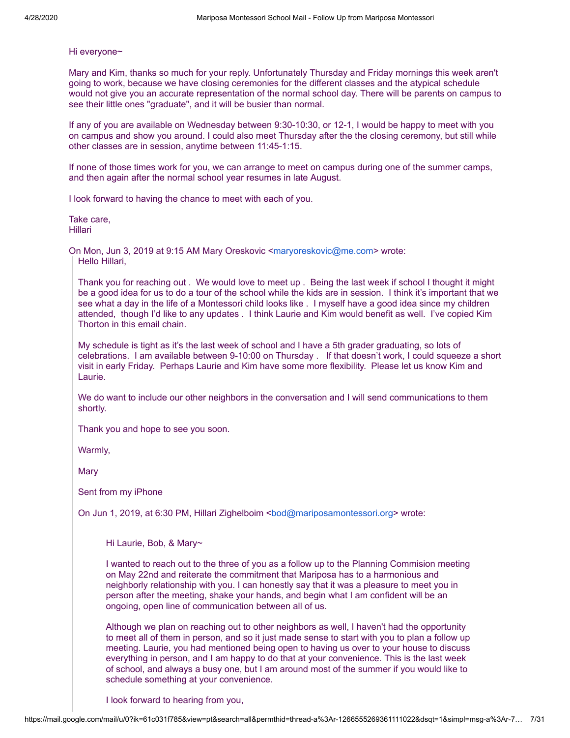Hi everyone~

Mary and Kim, thanks so much for your reply. Unfortunately Thursday and Friday mornings this week aren't going to work, because we have closing ceremonies for the different classes and the atypical schedule would not give you an accurate representation of the normal school day. There will be parents on campus to see their little ones "graduate", and it will be busier than normal.

If any of you are available on Wednesday between 9:30-10:30, or 12-1, I would be happy to meet with you on campus and show you around. I could also meet Thursday after the the closing ceremony, but still while other classes are in session, anytime between 11:45-1:15.

If none of those times work for you, we can arrange to meet on campus during one of the summer camps, and then again after the normal school year resumes in late August.

I look forward to having the chance to meet with each of you.

Take care,
Hillari

On Mon, Jun 3, 2019 at 9:15 AM Mary Oreskovic <maryoreskovic@me.com> wrote:

> Hello Hillari,
>
> Thank you for reaching out . We would love to meet up . Being the last week if school I thought it might be a good idea for us to do a tour of the school while the kids are in session. I think it's important that we see what a day in the life of a Montessori child looks like . I myself have a good idea since my children attended, though I'd like to any updates . I think Laurie and Kim would benefit as well. I've copied Kim Thorton in this email chain.
>
> My schedule is tight as it's the last week of school and I have a 5th grader graduating, so lots of celebrations. I am available between 9-10:00 on Thursday . If that doesn't work, I could squeeze a short visit in early Friday. Perhaps Laurie and Kim have some more flexibility. Please let us know Kim and Laurie.
>
> We do want to include our other neighbors in the conversation and I will send communications to them shortly.
>
> Thank you and hope to see you soon.
>
> Warmly,
>
> Mary
>
> Sent from my iPhone
>
> On Jun 1, 2019, at 6:30 PM, Hillari Zighelboim <bod@mariposamontessori.org> wrote:
>
> > Hi Laurie, Bob, & Mary~
> >
> > I wanted to reach out to the three of you as a follow up to the Planning Commision meeting on May 22nd and reiterate the commitment that Mariposa has to a harmonious and neighborly relationship with you. I can honestly say that it was a pleasure to meet you in person after the meeting, shake your hands, and begin what I am confident will be an ongoing, open line of communication between all of us.
> >
> > Although we plan on reaching out to other neighbors as well, I haven't had the opportunity to meet all of them in person, and so it just made sense to start with you to plan a follow up meeting. Laurie, you had mentioned being open to having us over to your house to discuss everything in person, and I am happy to do that at your convenience. This is the last week of school, and always a busy one, but I am around most of the summer if you would like to schedule something at your convenience.
> >
> > I look forward to hearing from you,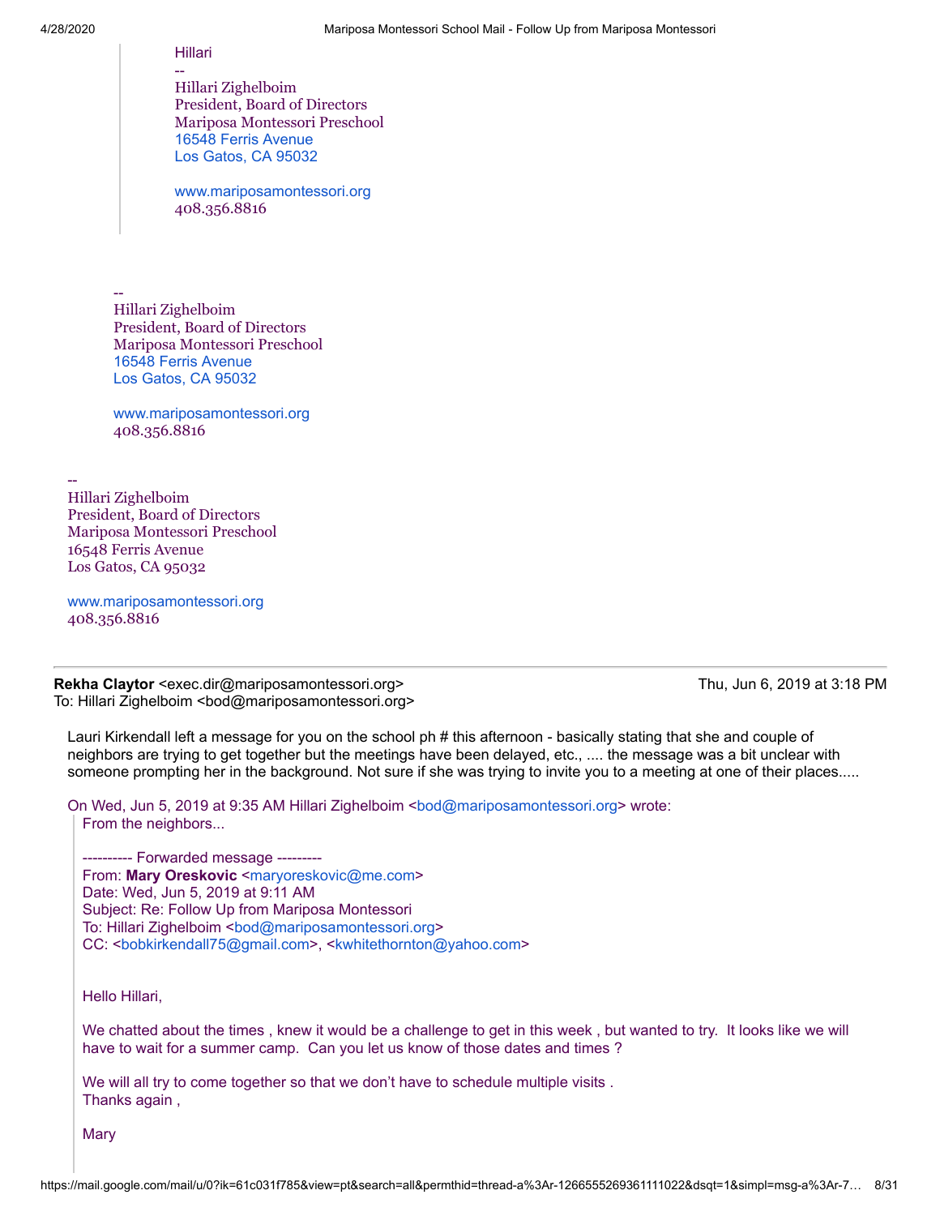Hillari

--
Hillari Zighelboim
President, Board of Directors
Mariposa Montessori Preschool
16548 Ferris Avenue
Los Gatos, CA 95032

www.mariposamontessori.org
408.356.8816

--
Hillari Zighelboim
President, Board of Directors
Mariposa Montessori Preschool
16548 Ferris Avenue
Los Gatos, CA 95032

www.mariposamontessori.org
408.356.8816

--
Hillari Zighelboim
President, Board of Directors
Mariposa Montessori Preschool
16548 Ferris Avenue
Los Gatos, CA 95032

www.mariposamontessori.org
408.356.8816

---

**Rekha Claytor** <exec.dir@mariposamontessori.org> Thu, Jun 6, 2019 at 3:18 PM
To: Hillari Zighelboim <bod@mariposamontessori.org>

Lauri Kirkendall left a message for you on the school ph # this afternoon - basically stating that she and couple of neighbors are trying to get together but the meetings have been delayed, etc., .... the message was a bit unclear with someone prompting her in the background. Not sure if she was trying to invite you to a meeting at one of their places.....

On Wed, Jun 5, 2019 at 9:35 AM Hillari Zighelboim <bod@mariposamontessori.org> wrote:

From the neighbors...

---------- Forwarded message ---------
From: **Mary Oreskovic** <maryoreskovic@me.com>
Date: Wed, Jun 5, 2019 at 9:11 AM
Subject: Re: Follow Up from Mariposa Montessori
To: Hillari Zighelboim <bod@mariposamontessori.org>
CC: <bobkirkendall75@gmail.com>, <kwhitethornton@yahoo.com>

Hello Hillari,

We chatted about the times , knew it would be a challenge to get in this week , but wanted to try. It looks like we will have to wait for a summer camp. Can you let us know of those dates and times ?

We will all try to come together so that we don't have to schedule multiple visits .
Thanks again ,

Mary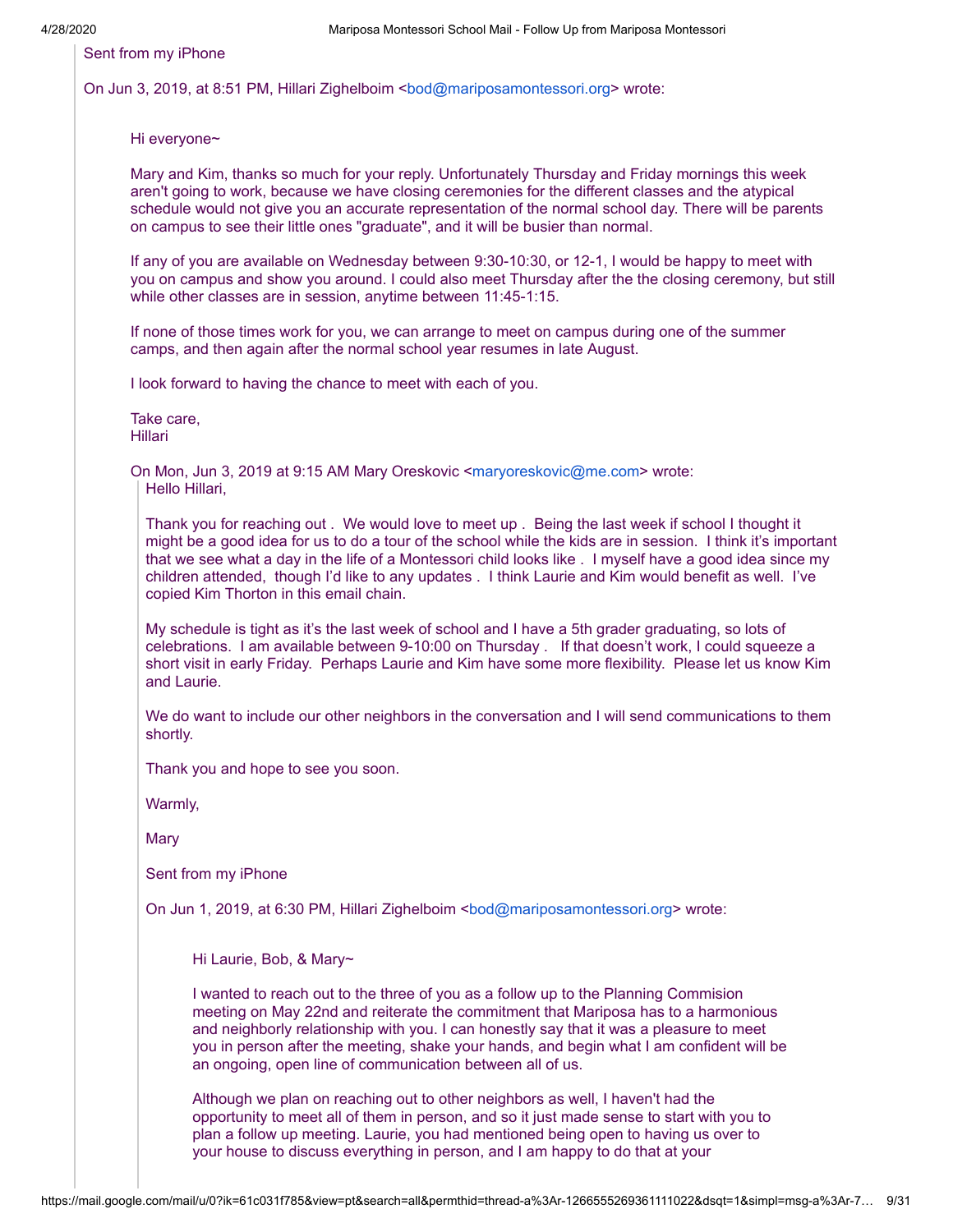Sent from my iPhone

On Jun 3, 2019, at 8:51 PM, Hillari Zighelboim <bod@mariposamontessori.org> wrote:

> Hi everyone~
>
> Mary and Kim, thanks so much for your reply. Unfortunately Thursday and Friday mornings this week aren't going to work, because we have closing ceremonies for the different classes and the atypical schedule would not give you an accurate representation of the normal school day. There will be parents on campus to see their little ones "graduate", and it will be busier than normal.
>
> If any of you are available on Wednesday between 9:30-10:30, or 12-1, I would be happy to meet with you on campus and show you around. I could also meet Thursday after the the closing ceremony, but still while other classes are in session, anytime between 11:45-1:15.
>
> If none of those times work for you, we can arrange to meet on campus during one of the summer camps, and then again after the normal school year resumes in late August.
>
> I look forward to having the chance to meet with each of you.
>
> Take care,
> Hillari
>
> On Mon, Jun 3, 2019 at 9:15 AM Mary Oreskovic <maryoreskovic@me.com> wrote:
>
> > Hello Hillari,
> >
> > Thank you for reaching out . We would love to meet up . Being the last week if school I thought it might be a good idea for us to do a tour of the school while the kids are in session. I think it's important that we see what a day in the life of a Montessori child looks like . I myself have a good idea since my children attended, though I'd like to any updates . I think Laurie and Kim would benefit as well. I've copied Kim Thorton in this email chain.
> >
> > My schedule is tight as it's the last week of school and I have a 5th grader graduating, so lots of celebrations. I am available between 9-10:00 on Thursday . If that doesn't work, I could squeeze a short visit in early Friday. Perhaps Laurie and Kim have some more flexibility. Please let us know Kim and Laurie.
> >
> > We do want to include our other neighbors in the conversation and I will send communications to them shortly.
> >
> > Thank you and hope to see you soon.
> >
> > Warmly,
> >
> > Mary
> >
> > Sent from my iPhone
> >
> > On Jun 1, 2019, at 6:30 PM, Hillari Zighelboim <bod@mariposamontessori.org> wrote:
> >
> > > Hi Laurie, Bob, & Mary~
> > >
> > > I wanted to reach out to the three of you as a follow up to the Planning Commision meeting on May 22nd and reiterate the commitment that Mariposa has to a harmonious and neighborly relationship with you. I can honestly say that it was a pleasure to meet you in person after the meeting, shake your hands, and begin what I am confident will be an ongoing, open line of communication between all of us.
> > >
> > > Although we plan on reaching out to other neighbors as well, I haven't had the opportunity to meet all of them in person, and so it just made sense to start with you to plan a follow up meeting. Laurie, you had mentioned being open to having us over to your house to discuss everything in person, and I am happy to do that at your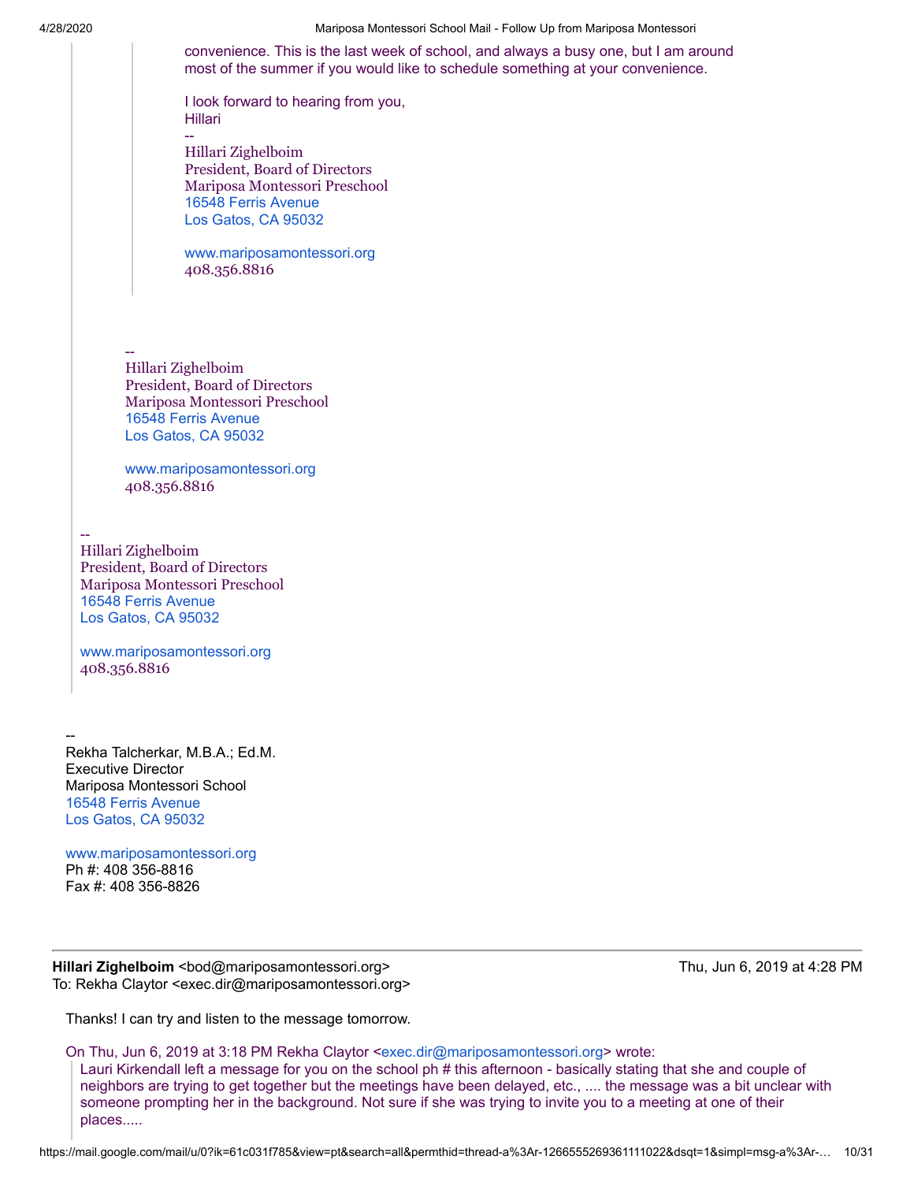> > convenience. This is the last week of school, and always a busy one, but I am around most of the summer if you would like to schedule something at your convenience.
> >
> > I look forward to hearing from you,
> > Hillari
> > --
> > Hillari Zighelboim
> > President, Board of Directors
> > Mariposa Montessori Preschool
> > 16548 Ferris Avenue
> > Los Gatos, CA 95032
> >
> > www.mariposamontessori.org
> > 408.356.8816
>
> --
> Hillari Zighelboim
> President, Board of Directors
> Mariposa Montessori Preschool
> 16548 Ferris Avenue
> Los Gatos, CA 95032
>
> www.mariposamontessori.org
> 408.356.8816

--
Hillari Zighelboim
President, Board of Directors
Mariposa Montessori Preschool
16548 Ferris Avenue
Los Gatos, CA 95032

www.mariposamontessori.org
408.356.8816

--
Rekha Talcherkar, M.B.A.; Ed.M.
Executive Director
Mariposa Montessori School
16548 Ferris Avenue
Los Gatos, CA 95032

www.mariposamontessori.org
Ph #: 408 356-8816
Fax #: 408 356-8826

---

**Hillari Zighelboim** <bod@mariposamontessori.org> Thu, Jun 6, 2019 at 4:28 PM
To: Rekha Claytor <exec.dir@mariposamontessori.org>

Thanks! I can try and listen to the message tomorrow.

On Thu, Jun 6, 2019 at 3:18 PM Rekha Claytor <exec.dir@mariposamontessori.org> wrote:

> Lauri Kirkendall left a message for you on the school ph # this afternoon - basically stating that she and couple of neighbors are trying to get together but the meetings have been delayed, etc., .... the message was a bit unclear with someone prompting her in the background. Not sure if she was trying to invite you to a meeting at one of their places.....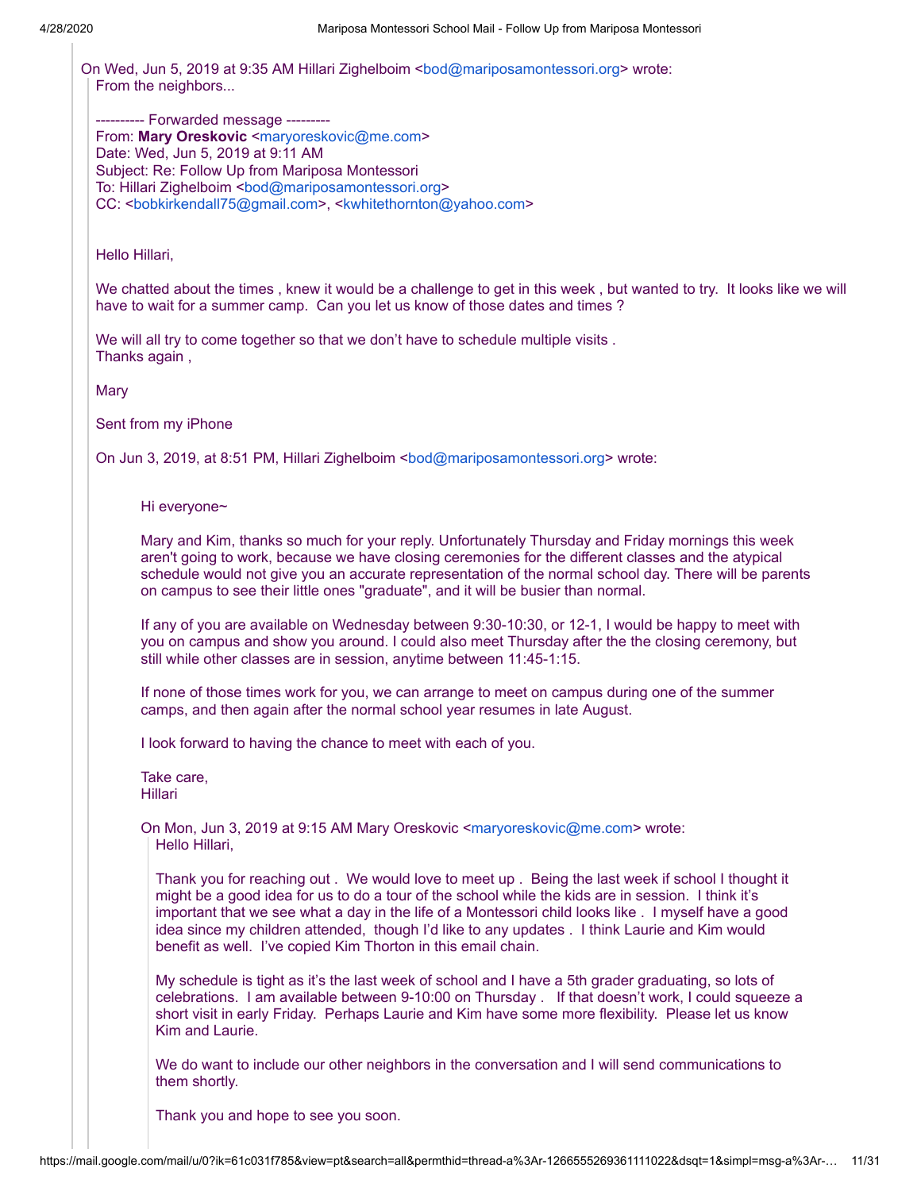On Wed, Jun 5, 2019 at 9:35 AM Hillari Zighelboim <bod@mariposamontessori.org> wrote:

From the neighbors...

---------- Forwarded message ---------
From: **Mary Oreskovic** <maryoreskovic@me.com>
Date: Wed, Jun 5, 2019 at 9:11 AM
Subject: Re: Follow Up from Mariposa Montessori
To: Hillari Zighelboim <bod@mariposamontessori.org>
CC: <bobkirkendall75@gmail.com>, <kwhitethornton@yahoo.com>

Hello Hillari,

We chatted about the times , knew it would be a challenge to get in this week , but wanted to try. It looks like we will have to wait for a summer camp. Can you let us know of those dates and times ?

We will all try to come together so that we don't have to schedule multiple visits .
Thanks again ,

Mary

Sent from my iPhone

On Jun 3, 2019, at 8:51 PM, Hillari Zighelboim <bod@mariposamontessori.org> wrote:

> Hi everyone~
>
> Mary and Kim, thanks so much for your reply. Unfortunately Thursday and Friday mornings this week aren't going to work, because we have closing ceremonies for the different classes and the atypical schedule would not give you an accurate representation of the normal school day. There will be parents on campus to see their little ones "graduate", and it will be busier than normal.
>
> If any of you are available on Wednesday between 9:30-10:30, or 12-1, I would be happy to meet with you on campus and show you around. I could also meet Thursday after the the closing ceremony, but still while other classes are in session, anytime between 11:45-1:15.
>
> If none of those times work for you, we can arrange to meet on campus during one of the summer camps, and then again after the normal school year resumes in late August.
>
> I look forward to having the chance to meet with each of you.
>
> Take care,
> Hillari
>
> On Mon, Jun 3, 2019 at 9:15 AM Mary Oreskovic <maryoreskovic@me.com> wrote:
>
> Hello Hillari,
>
> Thank you for reaching out . We would love to meet up . Being the last week if school I thought it might be a good idea for us to do a tour of the school while the kids are in session. I think it's important that we see what a day in the life of a Montessori child looks like . I myself have a good idea since my children attended, though I'd like to any updates . I think Laurie and Kim would benefit as well. I've copied Kim Thorton in this email chain.
>
> My schedule is tight as it's the last week of school and I have a 5th grader graduating, so lots of celebrations. I am available between 9-10:00 on Thursday . If that doesn't work, I could squeeze a short visit in early Friday. Perhaps Laurie and Kim have some more flexibility. Please let us know Kim and Laurie.
>
> We do want to include our other neighbors in the conversation and I will send communications to them shortly.
>
> Thank you and hope to see you soon.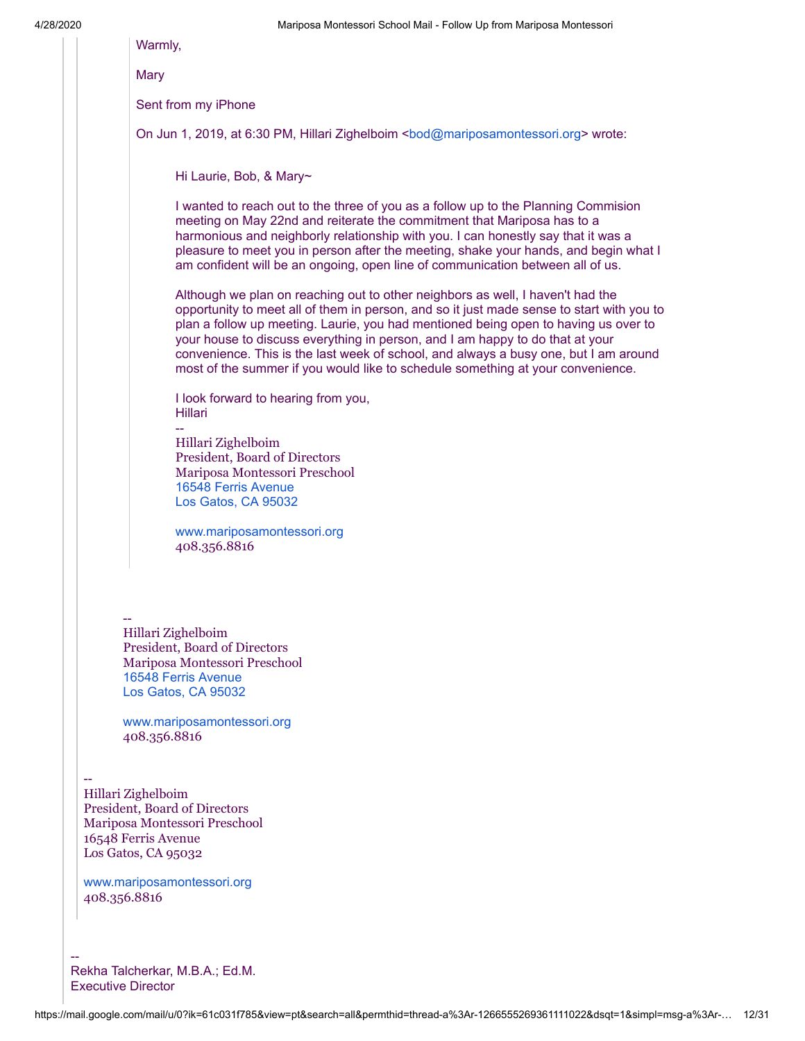Warmly,

Mary

Sent from my iPhone

On Jun 1, 2019, at 6:30 PM, Hillari Zighelboim <bod@mariposamontessori.org> wrote:

> Hi Laurie, Bob, & Mary~
>
> I wanted to reach out to the three of you as a follow up to the Planning Commision meeting on May 22nd and reiterate the commitment that Mariposa has to a harmonious and neighborly relationship with you. I can honestly say that it was a pleasure to meet you in person after the meeting, shake your hands, and begin what I am confident will be an ongoing, open line of communication between all of us.
>
> Although we plan on reaching out to other neighbors as well, I haven't had the opportunity to meet all of them in person, and so it just made sense to start with you to plan a follow up meeting. Laurie, you had mentioned being open to having us over to your house to discuss everything in person, and I am happy to do that at your convenience. This is the last week of school, and always a busy one, but I am around most of the summer if you would like to schedule something at your convenience.
>
> I look forward to hearing from you,
> Hillari
> --
> Hillari Zighelboim
> President, Board of Directors
> Mariposa Montessori Preschool
> 16548 Ferris Avenue
> Los Gatos, CA 95032
>
> www.mariposamontessori.org
> 408.356.8816

--
Hillari Zighelboim
President, Board of Directors
Mariposa Montessori Preschool
16548 Ferris Avenue
Los Gatos, CA 95032

www.mariposamontessori.org
408.356.8816

--
Hillari Zighelboim
President, Board of Directors
Mariposa Montessori Preschool
16548 Ferris Avenue
Los Gatos, CA 95032

www.mariposamontessori.org
408.356.8816

--
Rekha Talcherkar, M.B.A.; Ed.M.
Executive Director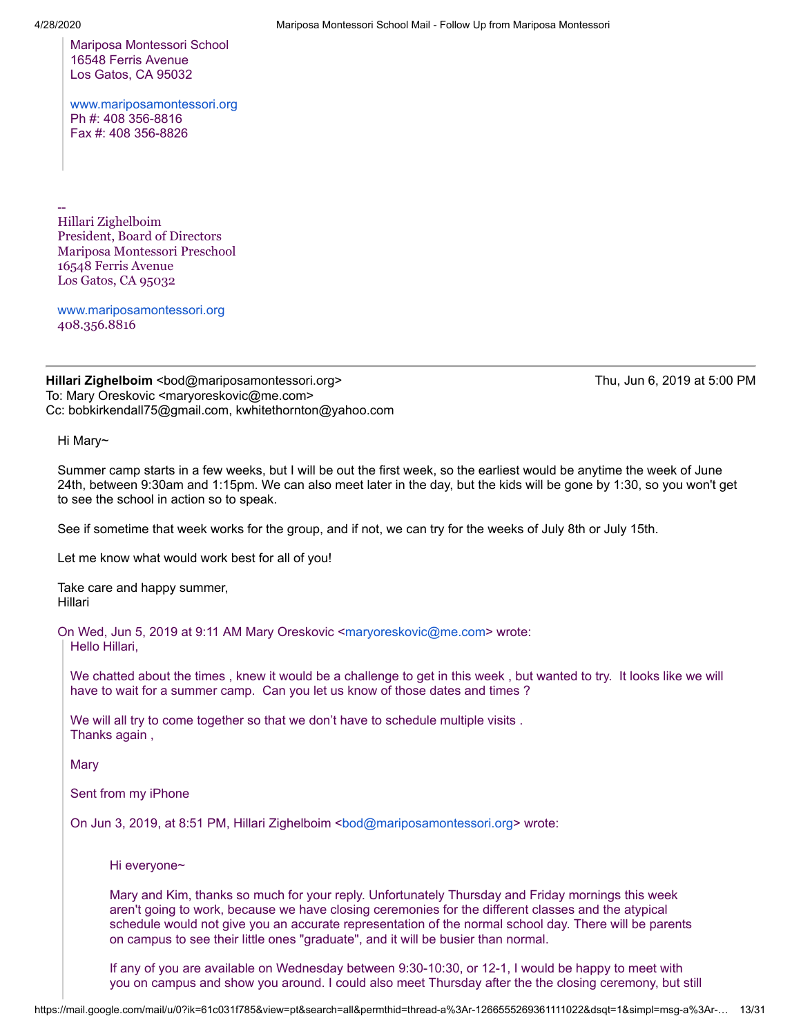> Mariposa Montessori School
> 16548 Ferris Avenue
> Los Gatos, CA 95032
>
> www.mariposamontessori.org
> Ph #: 408 356-8816
> Fax #: 408 356-8826

--
Hillari Zighelboim
President, Board of Directors
Mariposa Montessori Preschool
16548 Ferris Avenue
Los Gatos, CA 95032

www.mariposamontessori.org
408.356.8816

---

**Hillari Zighelboim** <bod@mariposamontessori.org> Thu, Jun 6, 2019 at 5:00 PM
To: Mary Oreskovic <maryoreskovic@me.com>
Cc: bobkirkendall75@gmail.com, kwhitethornton@yahoo.com

Hi Mary~

Summer camp starts in a few weeks, but I will be out the first week, so the earliest would be anytime the week of June 24th, between 9:30am and 1:15pm. We can also meet later in the day, but the kids will be gone by 1:30, so you won't get to see the school in action so to speak.

See if sometime that week works for the group, and if not, we can try for the weeks of July 8th or July 15th.

Let me know what would work best for all of you!

Take care and happy summer,
Hillari

On Wed, Jun 5, 2019 at 9:11 AM Mary Oreskovic <maryoreskovic@me.com> wrote:

> Hello Hillari,
>
> We chatted about the times , knew it would be a challenge to get in this week , but wanted to try. It looks like we will have to wait for a summer camp. Can you let us know of those dates and times ?
>
> We will all try to come together so that we don't have to schedule multiple visits .
> Thanks again ,
>
> Mary
>
> Sent from my iPhone
>
> On Jun 3, 2019, at 8:51 PM, Hillari Zighelboim <bod@mariposamontessori.org> wrote:
>
>> Hi everyone~
>>
>> Mary and Kim, thanks so much for your reply. Unfortunately Thursday and Friday mornings this week aren't going to work, because we have closing ceremonies for the different classes and the atypical schedule would not give you an accurate representation of the normal school day. There will be parents on campus to see their little ones "graduate", and it will be busier than normal.
>>
>> If any of you are available on Wednesday between 9:30-10:30, or 12-1, I would be happy to meet with you on campus and show you around. I could also meet Thursday after the the closing ceremony, but still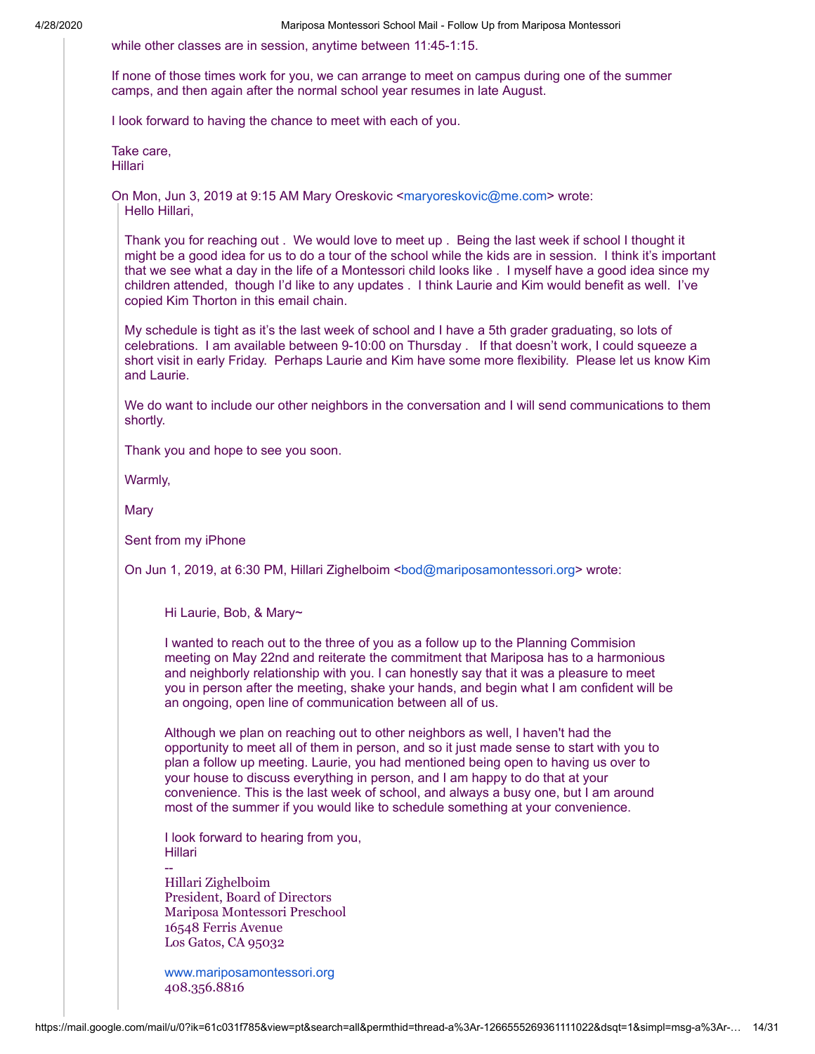while other classes are in session, anytime between 11:45-1:15.

If none of those times work for you, we can arrange to meet on campus during one of the summer camps, and then again after the normal school year resumes in late August.

I look forward to having the chance to meet with each of you.

Take care,
Hillari

On Mon, Jun 3, 2019 at 9:15 AM Mary Oreskovic <maryoreskovic@me.com> wrote:

> Hello Hillari,
>
> Thank you for reaching out . We would love to meet up . Being the last week if school I thought it might be a good idea for us to do a tour of the school while the kids are in session. I think it's important that we see what a day in the life of a Montessori child looks like . I myself have a good idea since my children attended, though I'd like to any updates . I think Laurie and Kim would benefit as well. I've copied Kim Thorton in this email chain.
>
> My schedule is tight as it's the last week of school and I have a 5th grader graduating, so lots of celebrations. I am available between 9-10:00 on Thursday . If that doesn't work, I could squeeze a short visit in early Friday. Perhaps Laurie and Kim have some more flexibility. Please let us know Kim and Laurie.
>
> We do want to include our other neighbors in the conversation and I will send communications to them shortly.
>
> Thank you and hope to see you soon.
>
> Warmly,
>
> Mary
>
> Sent from my iPhone
>
> On Jun 1, 2019, at 6:30 PM, Hillari Zighelboim <bod@mariposamontessori.org> wrote:
>
> > Hi Laurie, Bob, & Mary~
> >
> > I wanted to reach out to the three of you as a follow up to the Planning Commision meeting on May 22nd and reiterate the commitment that Mariposa has to a harmonious and neighborly relationship with you. I can honestly say that it was a pleasure to meet you in person after the meeting, shake your hands, and begin what I am confident will be an ongoing, open line of communication between all of us.
> >
> > Although we plan on reaching out to other neighbors as well, I haven't had the opportunity to meet all of them in person, and so it just made sense to start with you to plan a follow up meeting. Laurie, you had mentioned being open to having us over to your house to discuss everything in person, and I am happy to do that at your convenience. This is the last week of school, and always a busy one, but I am around most of the summer if you would like to schedule something at your convenience.
> >
> > I look forward to hearing from you,
> > Hillari
> >
> > --
> > Hillari Zighelboim
> > President, Board of Directors
> > Mariposa Montessori Preschool
> > 16548 Ferris Avenue
> > Los Gatos, CA 95032
> >
> > www.mariposamontessori.org
> > 408.356.8816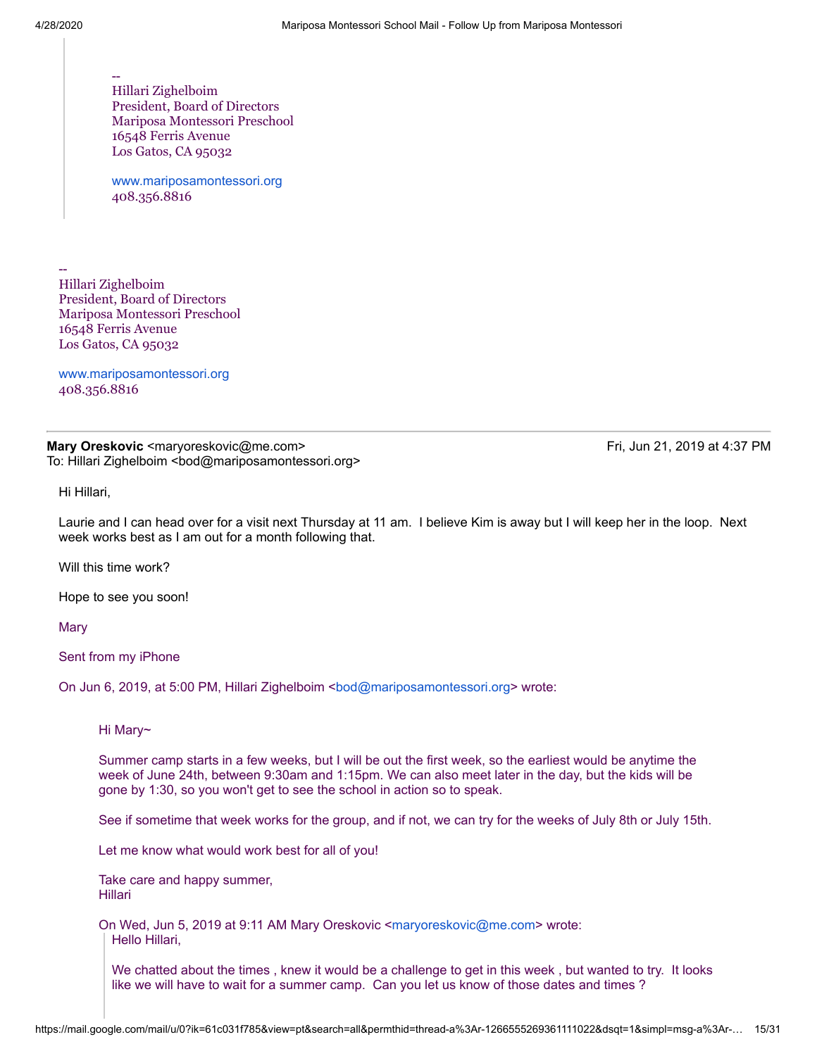> --
> Hillari Zighelboim
> President, Board of Directors
> Mariposa Montessori Preschool
> 16548 Ferris Avenue
> Los Gatos, CA 95032
>
> www.mariposamontessori.org
> 408.356.8816

--
Hillari Zighelboim
President, Board of Directors
Mariposa Montessori Preschool
16548 Ferris Avenue
Los Gatos, CA 95032

www.mariposamontessori.org
408.356.8816

---

**Mary Oreskovic** <maryoreskovic@me.com> Fri, Jun 21, 2019 at 4:37 PM
To: Hillari Zighelboim <bod@mariposamontessori.org>

Hi Hillari,

Laurie and I can head over for a visit next Thursday at 11 am. I believe Kim is away but I will keep her in the loop. Next week works best as I am out for a month following that.

Will this time work?

Hope to see you soon!

Mary

Sent from my iPhone

On Jun 6, 2019, at 5:00 PM, Hillari Zighelboim <bod@mariposamontessori.org> wrote:

> Hi Mary~
>
> Summer camp starts in a few weeks, but I will be out the first week, so the earliest would be anytime the week of June 24th, between 9:30am and 1:15pm. We can also meet later in the day, but the kids will be gone by 1:30, so you won't get to see the school in action so to speak.
>
> See if sometime that week works for the group, and if not, we can try for the weeks of July 8th or July 15th.
>
> Let me know what would work best for all of you!
>
> Take care and happy summer,
> Hillari
>
> On Wed, Jun 5, 2019 at 9:11 AM Mary Oreskovic <maryoreskovic@me.com> wrote:
>
> > Hello Hillari,
> >
> > We chatted about the times , knew it would be a challenge to get in this week , but wanted to try. It looks like we will have to wait for a summer camp. Can you let us know of those dates and times ?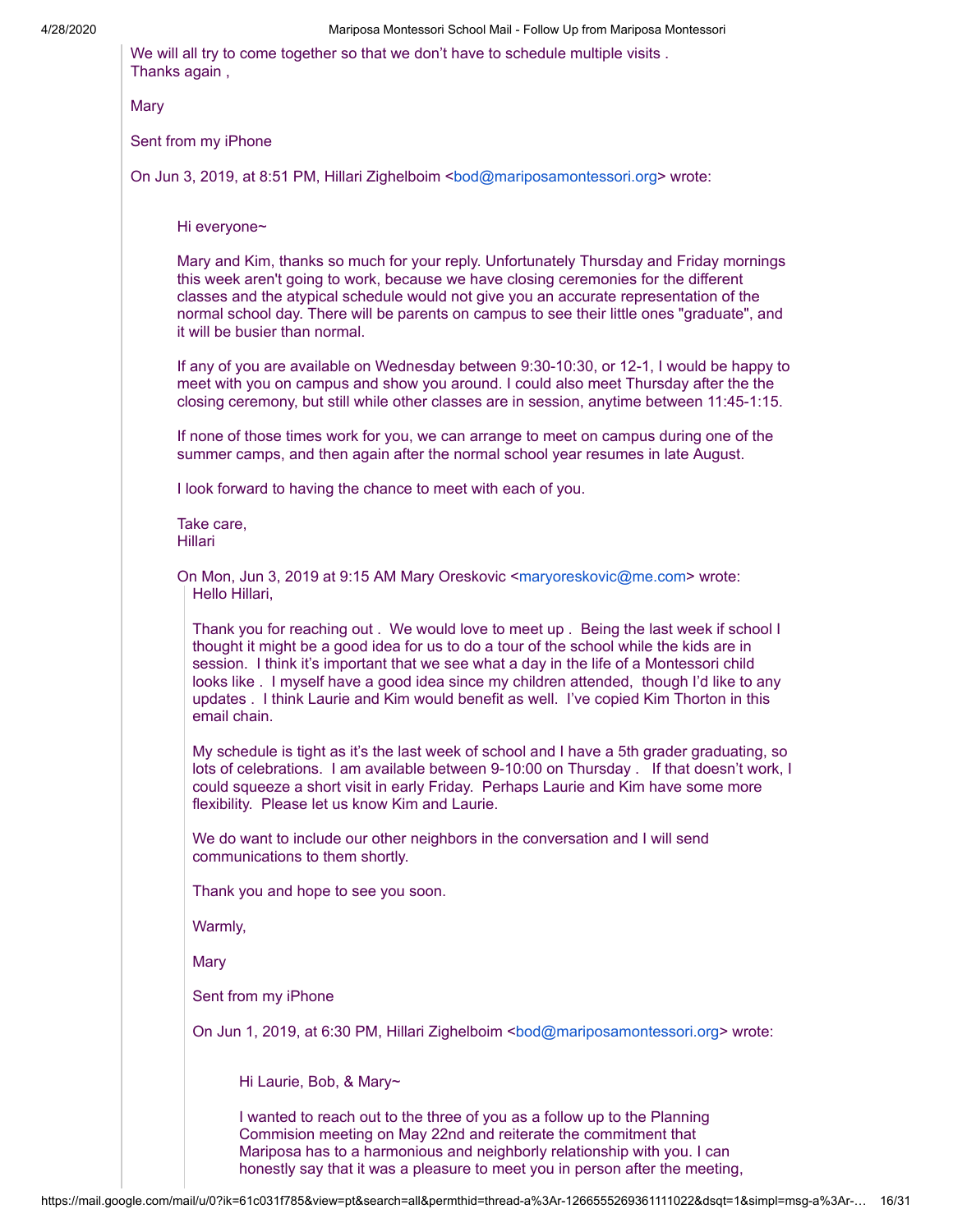We will all try to come together so that we don't have to schedule multiple visits .
Thanks again ,

Mary

Sent from my iPhone

On Jun 3, 2019, at 8:51 PM, Hillari Zighelboim <bod@mariposamontessori.org> wrote:

> Hi everyone~
>
> Mary and Kim, thanks so much for your reply. Unfortunately Thursday and Friday mornings this week aren't going to work, because we have closing ceremonies for the different classes and the atypical schedule would not give you an accurate representation of the normal school day. There will be parents on campus to see their little ones "graduate", and it will be busier than normal.
>
> If any of you are available on Wednesday between 9:30-10:30, or 12-1, I would be happy to meet with you on campus and show you around. I could also meet Thursday after the the closing ceremony, but still while other classes are in session, anytime between 11:45-1:15.
>
> If none of those times work for you, we can arrange to meet on campus during one of the summer camps, and then again after the normal school year resumes in late August.
>
> I look forward to having the chance to meet with each of you.
>
> Take care,
> Hillari
>
> On Mon, Jun 3, 2019 at 9:15 AM Mary Oreskovic <maryoreskovic@me.com> wrote:
>
>> Hello Hillari,
>>
>> Thank you for reaching out . We would love to meet up . Being the last week if school I thought it might be a good idea for us to do a tour of the school while the kids are in session. I think it's important that we see what a day in the life of a Montessori child looks like . I myself have a good idea since my children attended, though I'd like to any updates . I think Laurie and Kim would benefit as well. I've copied Kim Thorton in this email chain.
>>
>> My schedule is tight as it's the last week of school and I have a 5th grader graduating, so lots of celebrations. I am available between 9-10:00 on Thursday . If that doesn't work, I could squeeze a short visit in early Friday. Perhaps Laurie and Kim have some more flexibility. Please let us know Kim and Laurie.
>>
>> We do want to include our other neighbors in the conversation and I will send communications to them shortly.
>>
>> Thank you and hope to see you soon.
>>
>> Warmly,
>>
>> Mary
>>
>> Sent from my iPhone
>>
>> On Jun 1, 2019, at 6:30 PM, Hillari Zighelboim <bod@mariposamontessori.org> wrote:
>>
>>> Hi Laurie, Bob, & Mary~
>>>
>>> I wanted to reach out to the three of you as a follow up to the Planning Commision meeting on May 22nd and reiterate the commitment that Mariposa has to a harmonious and neighborly relationship with you. I can honestly say that it was a pleasure to meet you in person after the meeting,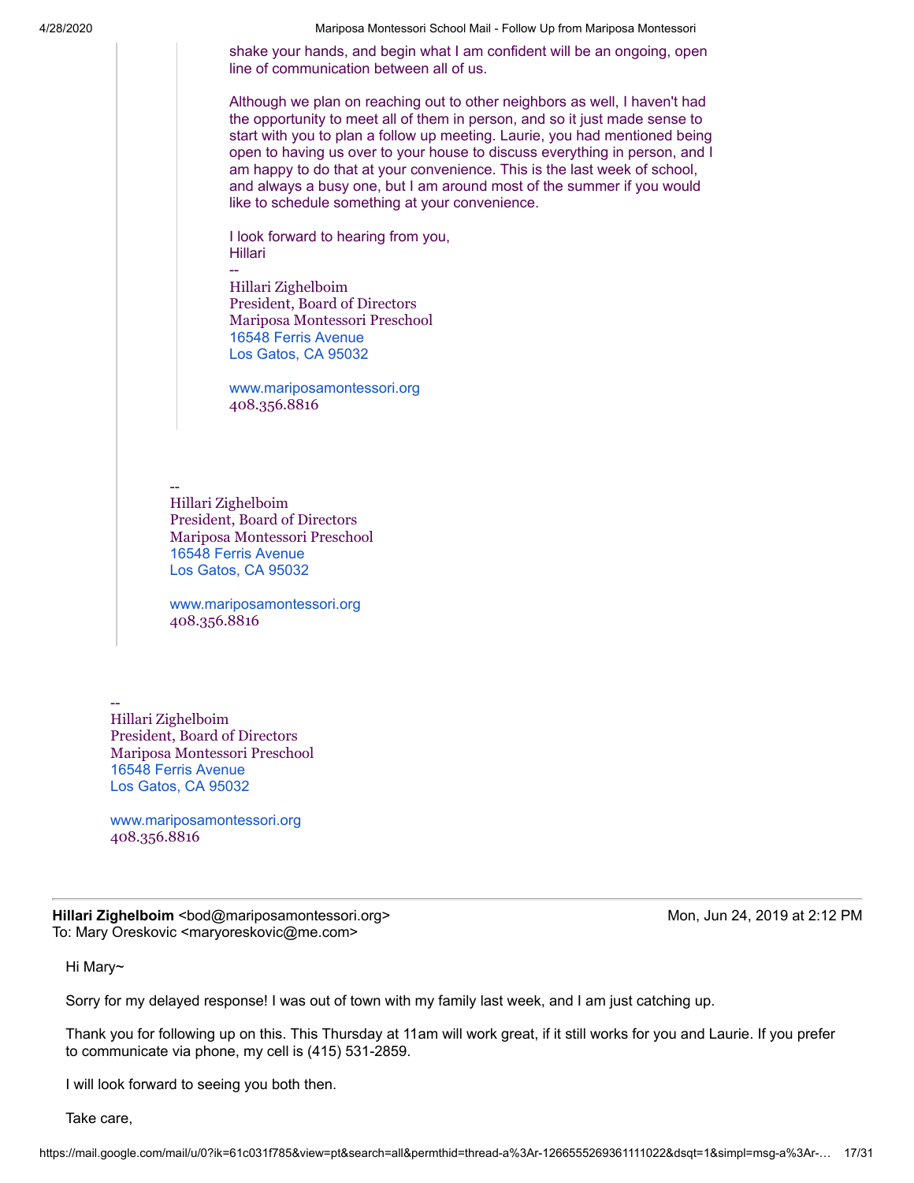shake your hands, and begin what I am confident will be an ongoing, open line of communication between all of us.

Although we plan on reaching out to other neighbors as well, I haven't had the opportunity to meet all of them in person, and so it just made sense to start with you to plan a follow up meeting. Laurie, you had mentioned being open to having us over to your house to discuss everything in person, and I am happy to do that at your convenience. This is the last week of school, and always a busy one, but I am around most of the summer if you would like to schedule something at your convenience.

I look forward to hearing from you,
Hillari

--
Hillari Zighelboim
President, Board of Directors
Mariposa Montessori Preschool
16548 Ferris Avenue
Los Gatos, CA 95032

www.mariposamontessori.org
408.356.8816

--
Hillari Zighelboim
President, Board of Directors
Mariposa Montessori Preschool
16548 Ferris Avenue
Los Gatos, CA 95032

www.mariposamontessori.org
408.356.8816

--
Hillari Zighelboim
President, Board of Directors
Mariposa Montessori Preschool
16548 Ferris Avenue
Los Gatos, CA 95032

www.mariposamontessori.org
408.356.8816

---

**Hillari Zighelboim** <bod@mariposamontessori.org> Mon, Jun 24, 2019 at 2:12 PM
To: Mary Oreskovic <maryoreskovic@me.com>

Hi Mary~

Sorry for my delayed response! I was out of town with my family last week, and I am just catching up.

Thank you for following up on this. This Thursday at 11am will work great, if it still works for you and Laurie. If you prefer to communicate via phone, my cell is (415) 531-2859.

I will look forward to seeing you both then.

Take care,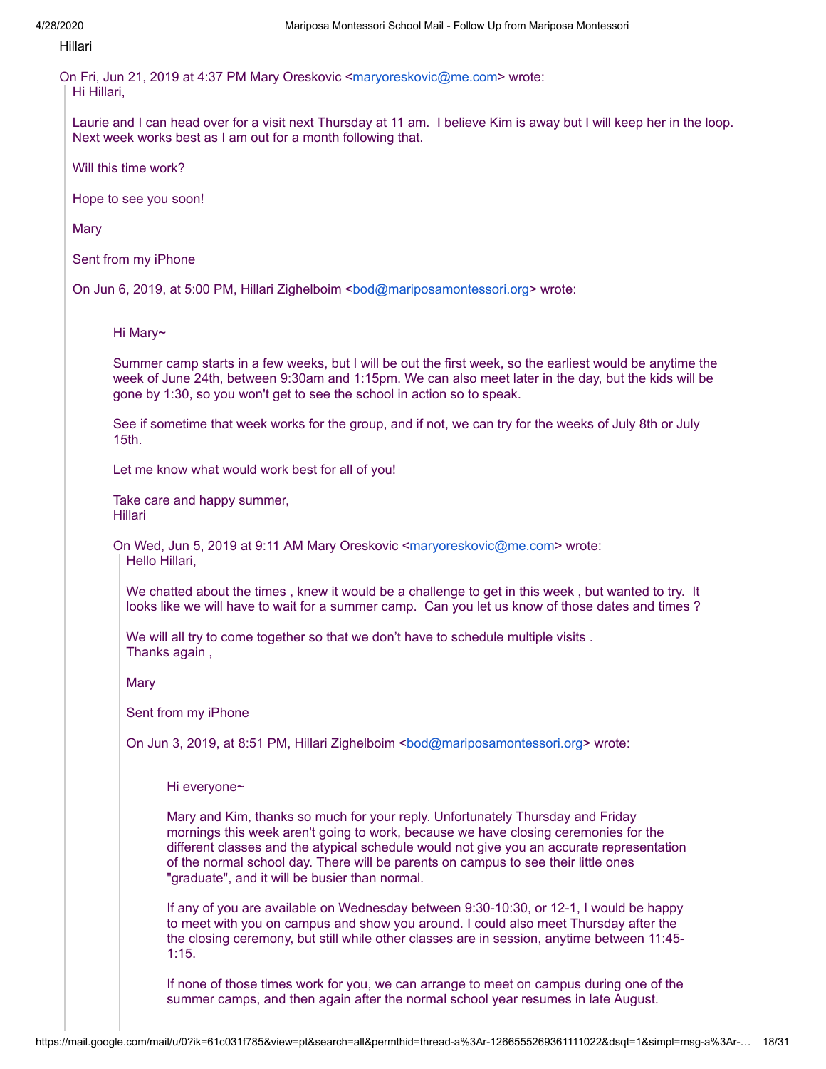Hillari

On Fri, Jun 21, 2019 at 4:37 PM Mary Oreskovic <maryoreskovic@me.com> wrote:

> Hi Hillari,
>
> Laurie and I can head over for a visit next Thursday at 11 am. I believe Kim is away but I will keep her in the loop. Next week works best as I am out for a month following that.
>
> Will this time work?
>
> Hope to see you soon!
>
> Mary
>
> Sent from my iPhone
>
> On Jun 6, 2019, at 5:00 PM, Hillari Zighelboim <bod@mariposamontessori.org> wrote:
>
> > Hi Mary~
> >
> > Summer camp starts in a few weeks, but I will be out the first week, so the earliest would be anytime the week of June 24th, between 9:30am and 1:15pm. We can also meet later in the day, but the kids will be gone by 1:30, so you won't get to see the school in action so to speak.
> >
> > See if sometime that week works for the group, and if not, we can try for the weeks of July 8th or July 15th.
> >
> > Let me know what would work best for all of you!
> >
> > Take care and happy summer,
> > Hillari
> >
> > On Wed, Jun 5, 2019 at 9:11 AM Mary Oreskovic <maryoreskovic@me.com> wrote:
> >
> > > Hello Hillari,
> > >
> > > We chatted about the times , knew it would be a challenge to get in this week , but wanted to try. It looks like we will have to wait for a summer camp. Can you let us know of those dates and times ?
> > >
> > > We will all try to come together so that we don't have to schedule multiple visits .
> > > Thanks again ,
> > >
> > > Mary
> > >
> > > Sent from my iPhone
> > >
> > > On Jun 3, 2019, at 8:51 PM, Hillari Zighelboim <bod@mariposamontessori.org> wrote:
> > >
> > > > Hi everyone~
> > > >
> > > > Mary and Kim, thanks so much for your reply. Unfortunately Thursday and Friday mornings this week aren't going to work, because we have closing ceremonies for the different classes and the atypical schedule would not give you an accurate representation of the normal school day. There will be parents on campus to see their little ones "graduate", and it will be busier than normal.
> > > >
> > > > If any of you are available on Wednesday between 9:30-10:30, or 12-1, I would be happy to meet with you on campus and show you around. I could also meet Thursday after the the closing ceremony, but still while other classes are in session, anytime between 11:45-1:15.
> > > >
> > > > If none of those times work for you, we can arrange to meet on campus during one of the summer camps, and then again after the normal school year resumes in late August.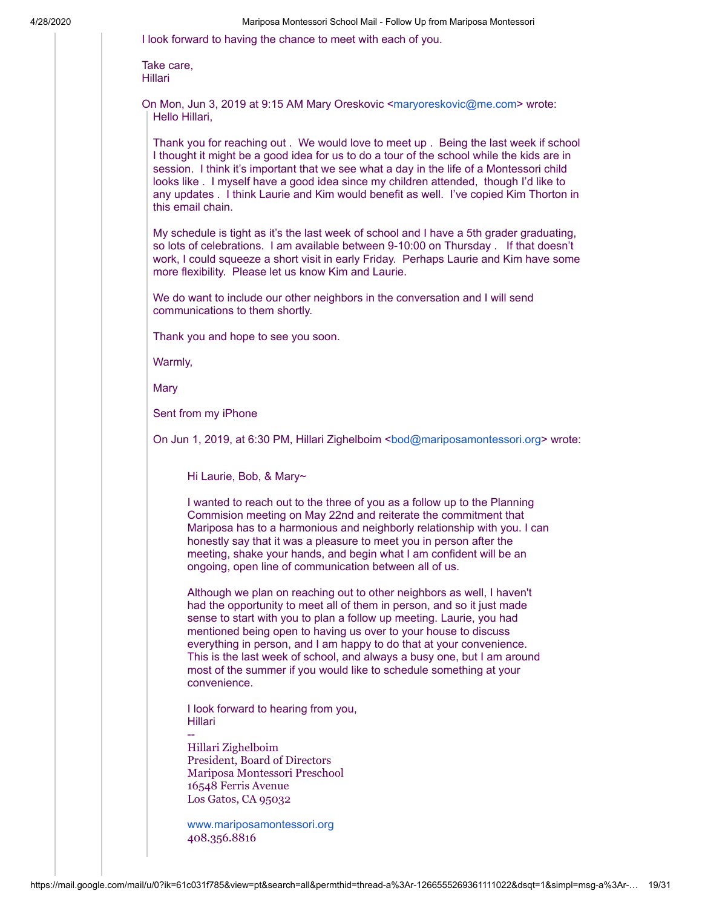I look forward to having the chance to meet with each of you.

Take care,
Hillari

On Mon, Jun 3, 2019 at 9:15 AM Mary Oreskovic <maryoreskovic@me.com> wrote:

> Hello Hillari,
>
> Thank you for reaching out . We would love to meet up . Being the last week if school I thought it might be a good idea for us to do a tour of the school while the kids are in session. I think it's important that we see what a day in the life of a Montessori child looks like . I myself have a good idea since my children attended, though I'd like to any updates . I think Laurie and Kim would benefit as well. I've copied Kim Thorton in this email chain.
>
> My schedule is tight as it's the last week of school and I have a 5th grader graduating, so lots of celebrations. I am available between 9-10:00 on Thursday . If that doesn't work, I could squeeze a short visit in early Friday. Perhaps Laurie and Kim have some more flexibility. Please let us know Kim and Laurie.
>
> We do want to include our other neighbors in the conversation and I will send communications to them shortly.
>
> Thank you and hope to see you soon.
>
> Warmly,
>
> Mary
>
> Sent from my iPhone
>
> On Jun 1, 2019, at 6:30 PM, Hillari Zighelboim <bod@mariposamontessori.org> wrote:
>
>> Hi Laurie, Bob, & Mary~
>>
>> I wanted to reach out to the three of you as a follow up to the Planning Commision meeting on May 22nd and reiterate the commitment that Mariposa has to a harmonious and neighborly relationship with you. I can honestly say that it was a pleasure to meet you in person after the meeting, shake your hands, and begin what I am confident will be an ongoing, open line of communication between all of us.
>>
>> Although we plan on reaching out to other neighbors as well, I haven't had the opportunity to meet all of them in person, and so it just made sense to start with you to plan a follow up meeting. Laurie, you had mentioned being open to having us over to your house to discuss everything in person, and I am happy to do that at your convenience. This is the last week of school, and always a busy one, but I am around most of the summer if you would like to schedule something at your convenience.
>>
>> I look forward to hearing from you,
>> Hillari
>>
>> --
>> Hillari Zighelboim
>> President, Board of Directors
>> Mariposa Montessori Preschool
>> 16548 Ferris Avenue
>> Los Gatos, CA 95032
>>
>> www.mariposamontessori.org
>> 408.356.8816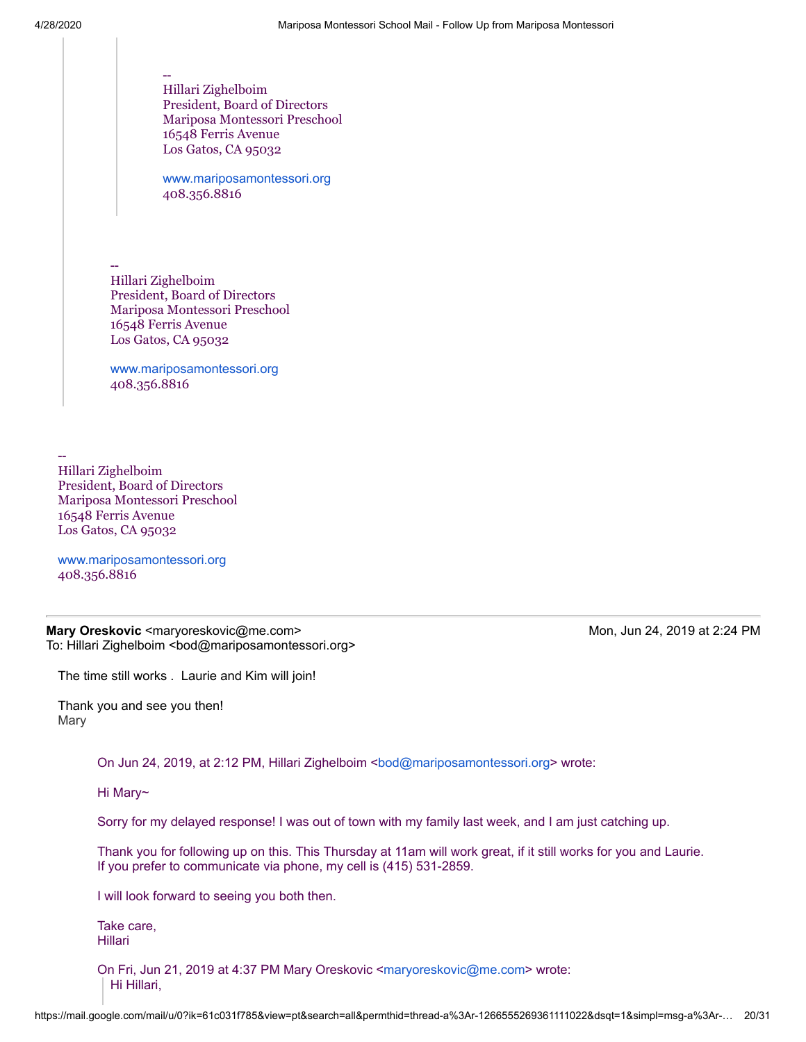> > --
> > Hillari Zighelboim
> > President, Board of Directors
> > Mariposa Montessori Preschool
> > 16548 Ferris Avenue
> > Los Gatos, CA 95032
> >
> > www.mariposamontessori.org
> > 408.356.8816
>
> --
> Hillari Zighelboim
> President, Board of Directors
> Mariposa Montessori Preschool
> 16548 Ferris Avenue
> Los Gatos, CA 95032
>
> www.mariposamontessori.org
> 408.356.8816

--
Hillari Zighelboim
President, Board of Directors
Mariposa Montessori Preschool
16548 Ferris Avenue
Los Gatos, CA 95032

www.mariposamontessori.org
408.356.8816

---

**Mary Oreskovic** <maryoreskovic@me.com> Mon, Jun 24, 2019 at 2:24 PM
To: Hillari Zighelboim <bod@mariposamontessori.org>

The time still works . Laurie and Kim will join!

Thank you and see you then!
Mary

> On Jun 24, 2019, at 2:12 PM, Hillari Zighelboim <bod@mariposamontessori.org> wrote:
>
> Hi Mary~
>
> Sorry for my delayed response! I was out of town with my family last week, and I am just catching up.
>
> Thank you for following up on this. This Thursday at 11am will work great, if it still works for you and Laurie.
> If you prefer to communicate via phone, my cell is (415) 531-2859.
>
> I will look forward to seeing you both then.
>
> Take care,
> Hillari
>
> On Fri, Jun 21, 2019 at 4:37 PM Mary Oreskovic <maryoreskovic@me.com> wrote:
> > Hi Hillari,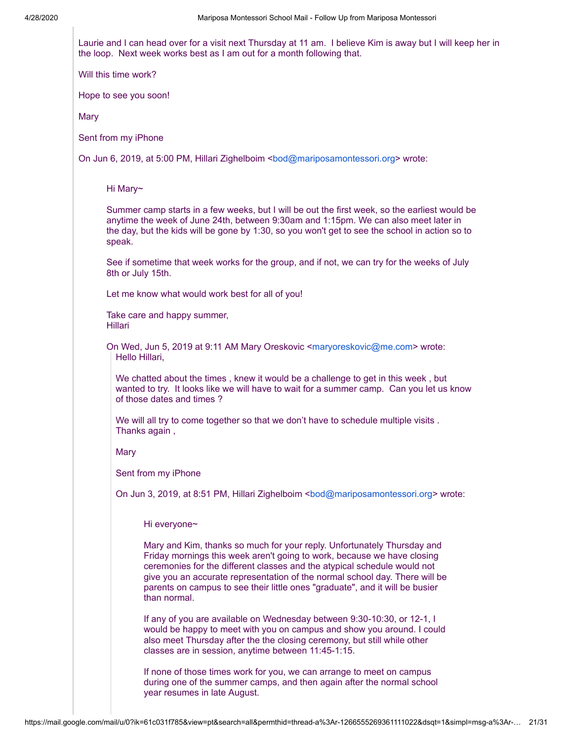Laurie and I can head over for a visit next Thursday at 11 am.  I believe Kim is away but I will keep her in the loop.  Next week works best as I am out for a month following that.

Will this time work?

Hope to see you soon!

Mary

Sent from my iPhone

On Jun 6, 2019, at 5:00 PM, Hillari Zighelboim <bod@mariposamontessori.org> wrote:

> Hi Mary~
>
> Summer camp starts in a few weeks, but I will be out the first week, so the earliest would be anytime the week of June 24th, between 9:30am and 1:15pm. We can also meet later in the day, but the kids will be gone by 1:30, so you won't get to see the school in action so to speak.
>
> See if sometime that week works for the group, and if not, we can try for the weeks of July 8th or July 15th.
>
> Let me know what would work best for all of you!
>
> Take care and happy summer,
> Hillari
>
> On Wed, Jun 5, 2019 at 9:11 AM Mary Oreskovic <maryoreskovic@me.com> wrote:
>
> > Hello Hillari,
> >
> > We chatted about the times , knew it would be a challenge to get in this week , but wanted to try.  It looks like we will have to wait for a summer camp.  Can you let us know of those dates and times ?
> >
> > We will all try to come together so that we don't have to schedule multiple visits .
> > Thanks again ,
> >
> > Mary
> >
> > Sent from my iPhone
> >
> > On Jun 3, 2019, at 8:51 PM, Hillari Zighelboim <bod@mariposamontessori.org> wrote:
> >
> > > Hi everyone~
> > >
> > > Mary and Kim, thanks so much for your reply. Unfortunately Thursday and Friday mornings this week aren't going to work, because we have closing ceremonies for the different classes and the atypical schedule would not give you an accurate representation of the normal school day. There will be parents on campus to see their little ones "graduate", and it will be busier than normal.
> > >
> > > If any of you are available on Wednesday between 9:30-10:30, or 12-1, I would be happy to meet with you on campus and show you around. I could also meet Thursday after the the closing ceremony, but still while other classes are in session, anytime between 11:45-1:15.
> > >
> > > If none of those times work for you, we can arrange to meet on campus during one of the summer camps, and then again after the normal school year resumes in late August.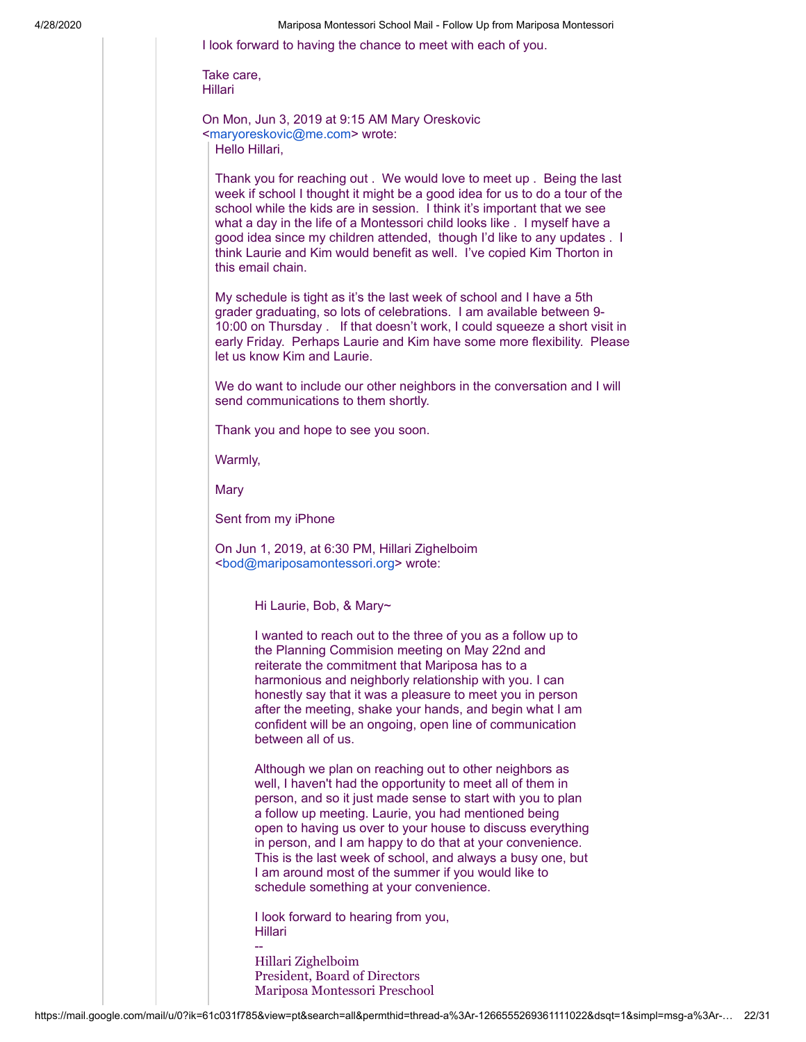I look forward to having the chance to meet with each of you.

Take care,
Hillari

On Mon, Jun 3, 2019 at 9:15 AM Mary Oreskovic <maryoreskovic@me.com> wrote:

> Hello Hillari,
>
> Thank you for reaching out . We would love to meet up . Being the last week if school I thought it might be a good idea for us to do a tour of the school while the kids are in session. I think it's important that we see what a day in the life of a Montessori child looks like . I myself have a good idea since my children attended, though I'd like to any updates . I think Laurie and Kim would benefit as well. I've copied Kim Thorton in this email chain.
>
> My schedule is tight as it's the last week of school and I have a 5th grader graduating, so lots of celebrations. I am available between 9-10:00 on Thursday . If that doesn't work, I could squeeze a short visit in early Friday. Perhaps Laurie and Kim have some more flexibility. Please let us know Kim and Laurie.
>
> We do want to include our other neighbors in the conversation and I will send communications to them shortly.
>
> Thank you and hope to see you soon.
>
> Warmly,
>
> Mary
>
> Sent from my iPhone
>
> On Jun 1, 2019, at 6:30 PM, Hillari Zighelboim <bod@mariposamontessori.org> wrote:
>
>> Hi Laurie, Bob, & Mary~
>>
>> I wanted to reach out to the three of you as a follow up to the Planning Commision meeting on May 22nd and reiterate the commitment that Mariposa has to a harmonious and neighborly relationship with you. I can honestly say that it was a pleasure to meet you in person after the meeting, shake your hands, and begin what I am confident will be an ongoing, open line of communication between all of us.
>>
>> Although we plan on reaching out to other neighbors as well, I haven't had the opportunity to meet all of them in person, and so it just made sense to start with you to plan a follow up meeting. Laurie, you had mentioned being open to having us over to your house to discuss everything in person, and I am happy to do that at your convenience. This is the last week of school, and always a busy one, but I am around most of the summer if you would like to schedule something at your convenience.
>>
>> I look forward to hearing from you,
>> Hillari
>> --
>> Hillari Zighelboim
>> President, Board of Directors
>> Mariposa Montessori Preschool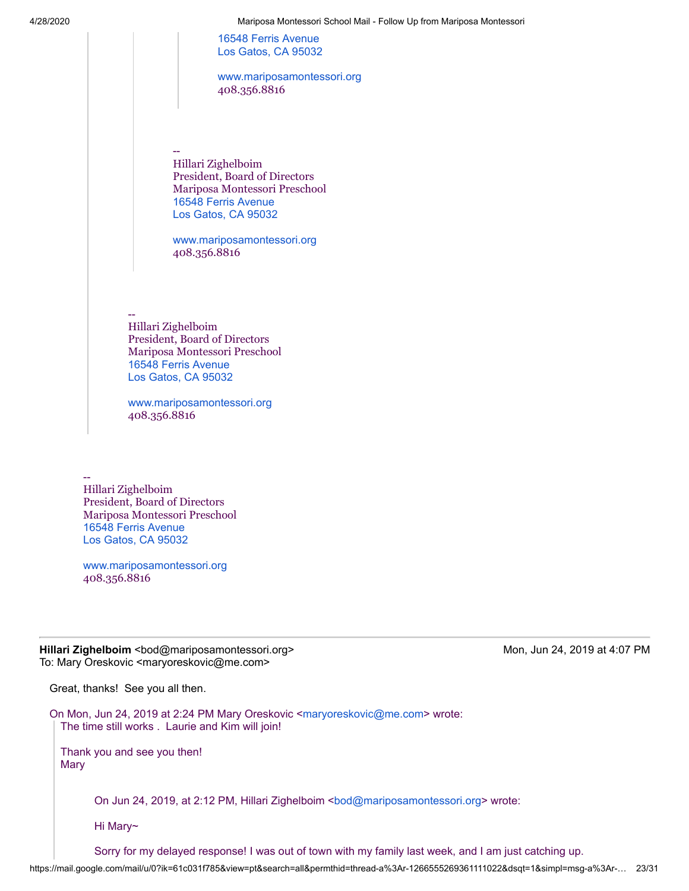16548 Ferris Avenue
Los Gatos, CA 95032

www.mariposamontessori.org
408.356.8816

--
Hillari Zighelboim
President, Board of Directors
Mariposa Montessori Preschool
16548 Ferris Avenue
Los Gatos, CA 95032

www.mariposamontessori.org
408.356.8816

--
Hillari Zighelboim
President, Board of Directors
Mariposa Montessori Preschool
16548 Ferris Avenue
Los Gatos, CA 95032

www.mariposamontessori.org
408.356.8816

--
Hillari Zighelboim
President, Board of Directors
Mariposa Montessori Preschool
16548 Ferris Avenue
Los Gatos, CA 95032

www.mariposamontessori.org
408.356.8816

---

**Hillari Zighelboim** <bod@mariposamontessori.org> — Mon, Jun 24, 2019 at 4:07 PM
To: Mary Oreskovic <maryoreskovic@me.com>

Great, thanks! See you all then.

On Mon, Jun 24, 2019 at 2:24 PM Mary Oreskovic <maryoreskovic@me.com> wrote:

The time still works . Laurie and Kim will join!

Thank you and see you then!
Mary

On Jun 24, 2019, at 2:12 PM, Hillari Zighelboim <bod@mariposamontessori.org> wrote:

Hi Mary~

Sorry for my delayed response! I was out of town with my family last week, and I am just catching up.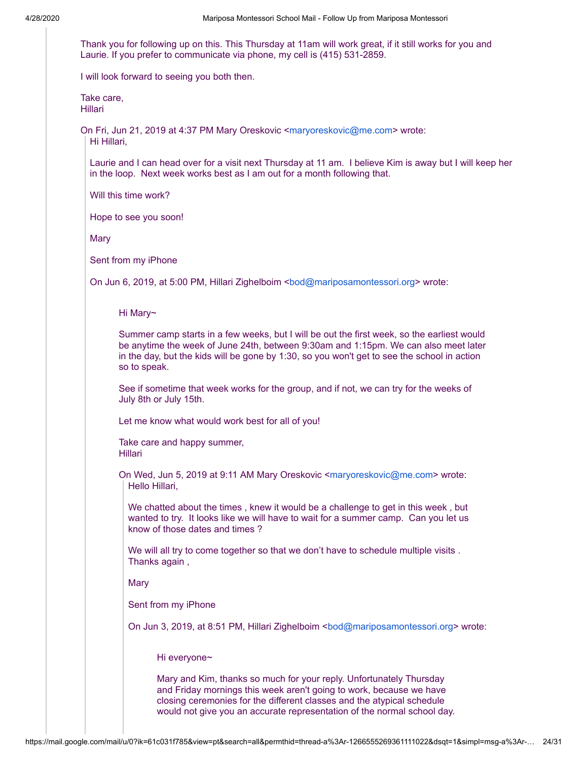Thank you for following up on this. This Thursday at 11am will work great, if it still works for you and Laurie. If you prefer to communicate via phone, my cell is (415) 531-2859.

I will look forward to seeing you both then.

Take care,
Hillari

On Fri, Jun 21, 2019 at 4:37 PM Mary Oreskovic <maryoreskovic@me.com> wrote:

> Hi Hillari,
>
> Laurie and I can head over for a visit next Thursday at 11 am. I believe Kim is away but I will keep her in the loop. Next week works best as I am out for a month following that.
>
> Will this time work?
>
> Hope to see you soon!
>
> Mary
>
> Sent from my iPhone
>
> On Jun 6, 2019, at 5:00 PM, Hillari Zighelboim <bod@mariposamontessori.org> wrote:
>
>> Hi Mary~
>>
>> Summer camp starts in a few weeks, but I will be out the first week, so the earliest would be anytime the week of June 24th, between 9:30am and 1:15pm. We can also meet later in the day, but the kids will be gone by 1:30, so you won't get to see the school in action so to speak.
>>
>> See if sometime that week works for the group, and if not, we can try for the weeks of July 8th or July 15th.
>>
>> Let me know what would work best for all of you!
>>
>> Take care and happy summer,
>> Hillari
>>
>> On Wed, Jun 5, 2019 at 9:11 AM Mary Oreskovic <maryoreskovic@me.com> wrote:
>>
>>> Hello Hillari,
>>>
>>> We chatted about the times , knew it would be a challenge to get in this week , but wanted to try. It looks like we will have to wait for a summer camp. Can you let us know of those dates and times ?
>>>
>>> We will all try to come together so that we don't have to schedule multiple visits . Thanks again ,
>>>
>>> Mary
>>>
>>> Sent from my iPhone
>>>
>>> On Jun 3, 2019, at 8:51 PM, Hillari Zighelboim <bod@mariposamontessori.org> wrote:
>>>
>>>> Hi everyone~
>>>>
>>>> Mary and Kim, thanks so much for your reply. Unfortunately Thursday and Friday mornings this week aren't going to work, because we have closing ceremonies for the different classes and the atypical schedule would not give you an accurate representation of the normal school day.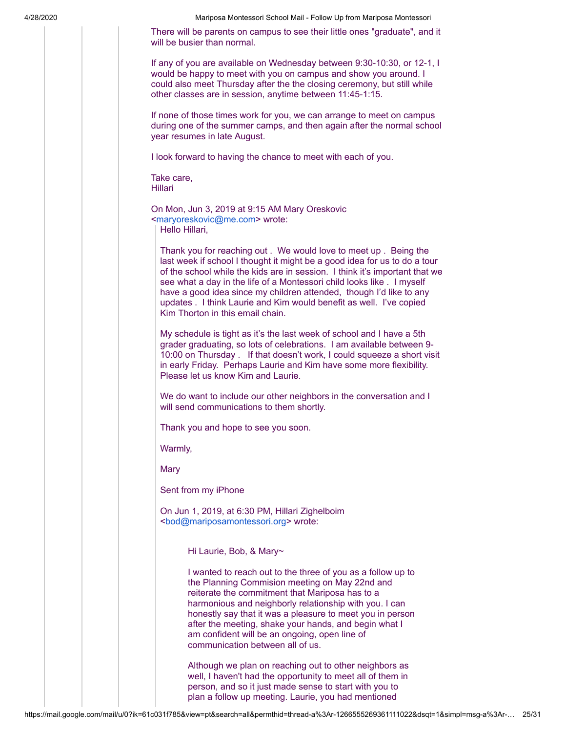There will be parents on campus to see their little ones "graduate", and it will be busier than normal.

If any of you are available on Wednesday between 9:30-10:30, or 12-1, I would be happy to meet with you on campus and show you around. I could also meet Thursday after the the closing ceremony, but still while other classes are in session, anytime between 11:45-1:15.

If none of those times work for you, we can arrange to meet on campus during one of the summer camps, and then again after the normal school year resumes in late August.

I look forward to having the chance to meet with each of you.

Take care,
Hillari

On Mon, Jun 3, 2019 at 9:15 AM Mary Oreskovic <maryoreskovic@me.com> wrote:

> Hello Hillari,
>
> Thank you for reaching out . We would love to meet up . Being the last week if school I thought it might be a good idea for us to do a tour of the school while the kids are in session. I think it's important that we see what a day in the life of a Montessori child looks like . I myself have a good idea since my children attended, though I'd like to any updates . I think Laurie and Kim would benefit as well. I've copied Kim Thorton in this email chain.
>
> My schedule is tight as it's the last week of school and I have a 5th grader graduating, so lots of celebrations. I am available between 9-10:00 on Thursday . If that doesn't work, I could squeeze a short visit in early Friday. Perhaps Laurie and Kim have some more flexibility. Please let us know Kim and Laurie.
>
> We do want to include our other neighbors in the conversation and I will send communications to them shortly.
>
> Thank you and hope to see you soon.
>
> Warmly,
>
> Mary
>
> Sent from my iPhone
>
> On Jun 1, 2019, at 6:30 PM, Hillari Zighelboim <bod@mariposamontessori.org> wrote:
>
> > Hi Laurie, Bob, & Mary~
> >
> > I wanted to reach out to the three of you as a follow up to the Planning Commision meeting on May 22nd and reiterate the commitment that Mariposa has to a harmonious and neighborly relationship with you. I can honestly say that it was a pleasure to meet you in person after the meeting, shake your hands, and begin what I am confident will be an ongoing, open line of communication between all of us.
> >
> > Although we plan on reaching out to other neighbors as well, I haven't had the opportunity to meet all of them in person, and so it just made sense to start with you to plan a follow up meeting. Laurie, you had mentioned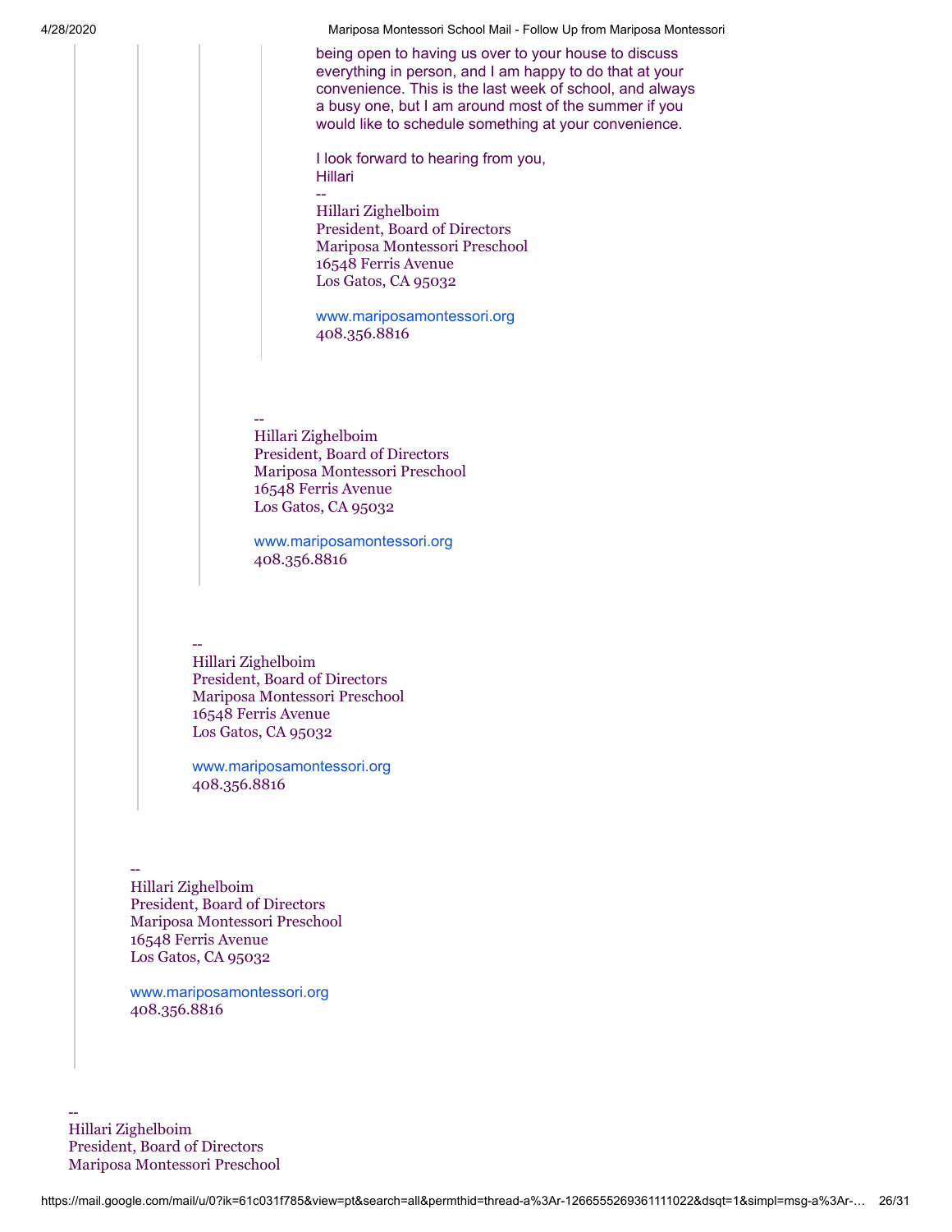being open to having us over to your house to discuss everything in person, and I am happy to do that at your convenience. This is the last week of school, and always a busy one, but I am around most of the summer if you would like to schedule something at your convenience.

I look forward to hearing from you,
Hillari

--
Hillari Zighelboim
President, Board of Directors
Mariposa Montessori Preschool
16548 Ferris Avenue
Los Gatos, CA 95032

www.mariposamontessori.org
408.356.8816

--
Hillari Zighelboim
President, Board of Directors
Mariposa Montessori Preschool
16548 Ferris Avenue
Los Gatos, CA 95032

www.mariposamontessori.org
408.356.8816

--
Hillari Zighelboim
President, Board of Directors
Mariposa Montessori Preschool
16548 Ferris Avenue
Los Gatos, CA 95032

www.mariposamontessori.org
408.356.8816

--
Hillari Zighelboim
President, Board of Directors
Mariposa Montessori Preschool
16548 Ferris Avenue
Los Gatos, CA 95032

www.mariposamontessori.org
408.356.8816

--
Hillari Zighelboim
President, Board of Directors
Mariposa Montessori Preschool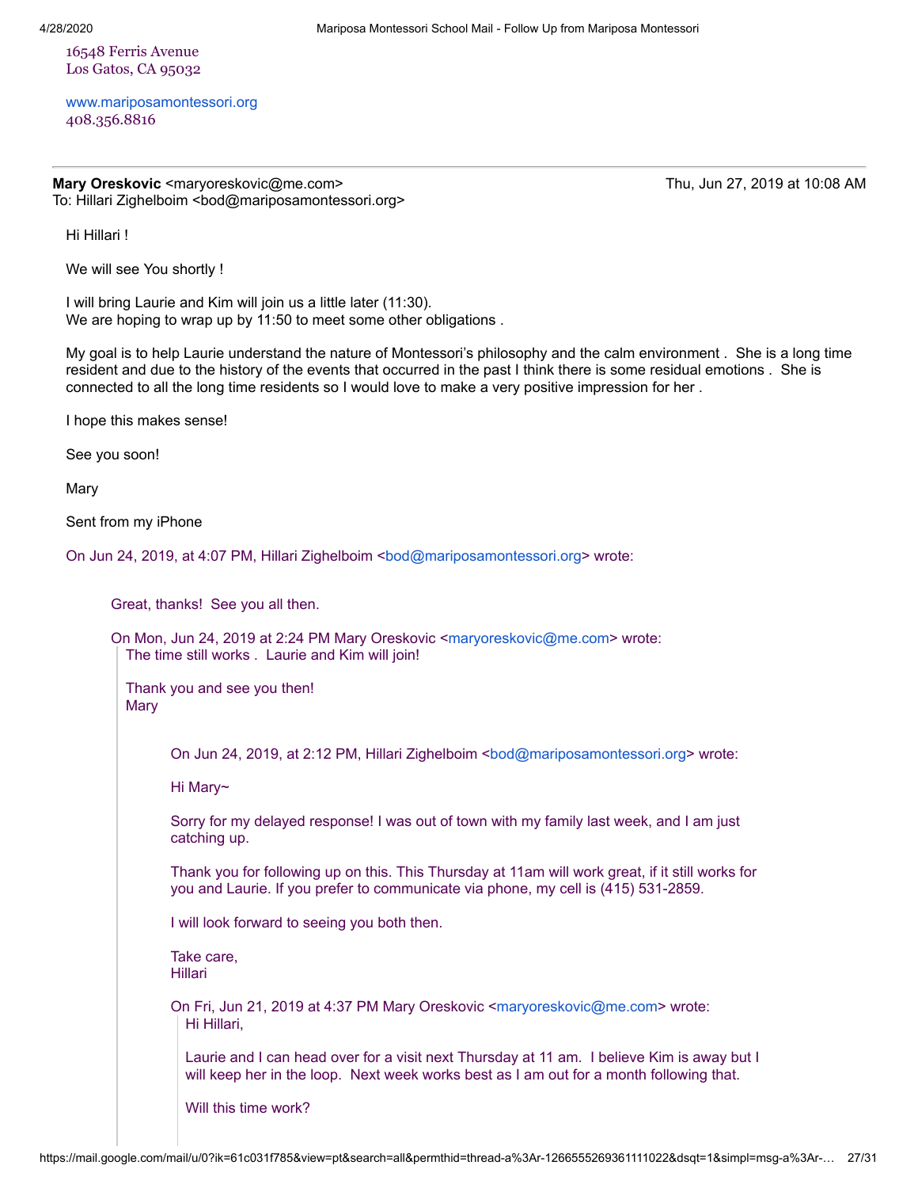16548 Ferris Avenue
Los Gatos, CA 95032

www.mariposamontessori.org
408.356.8816

---

**Mary Oreskovic** <maryoreskovic@me.com>
To: Hillari Zighelboim <bod@mariposamontessori.org>

Thu, Jun 27, 2019 at 10:08 AM

Hi Hillari !

We will see You shortly !

I will bring Laurie and Kim will join us a little later (11:30).
We are hoping to wrap up by 11:50 to meet some other obligations .

My goal is to help Laurie understand the nature of Montessori's philosophy and the calm environment . She is a long time resident and due to the history of the events that occurred in the past I think there is some residual emotions . She is connected to all the long time residents so I would love to make a very positive impression for her .

I hope this makes sense!

See you soon!

Mary

Sent from my iPhone

On Jun 24, 2019, at 4:07 PM, Hillari Zighelboim <bod@mariposamontessori.org> wrote:

> Great, thanks! See you all then.
>
> On Mon, Jun 24, 2019 at 2:24 PM Mary Oreskovic <maryoreskovic@me.com> wrote:
>
> > The time still works . Laurie and Kim will join!
> >
> > Thank you and see you then!
> > Mary
> >
> > > On Jun 24, 2019, at 2:12 PM, Hillari Zighelboim <bod@mariposamontessori.org> wrote:
> > >
> > > Hi Mary~
> > >
> > > Sorry for my delayed response! I was out of town with my family last week, and I am just catching up.
> > >
> > > Thank you for following up on this. This Thursday at 11am will work great, if it still works for you and Laurie. If you prefer to communicate via phone, my cell is (415) 531-2859.
> > >
> > > I will look forward to seeing you both then.
> > >
> > > Take care,
> > > Hillari
> > >
> > > On Fri, Jun 21, 2019 at 4:37 PM Mary Oreskovic <maryoreskovic@me.com> wrote:
> > >
> > > > Hi Hillari,
> > > >
> > > > Laurie and I can head over for a visit next Thursday at 11 am. I believe Kim is away but I will keep her in the loop. Next week works best as I am out for a month following that.
> > > >
> > > > Will this time work?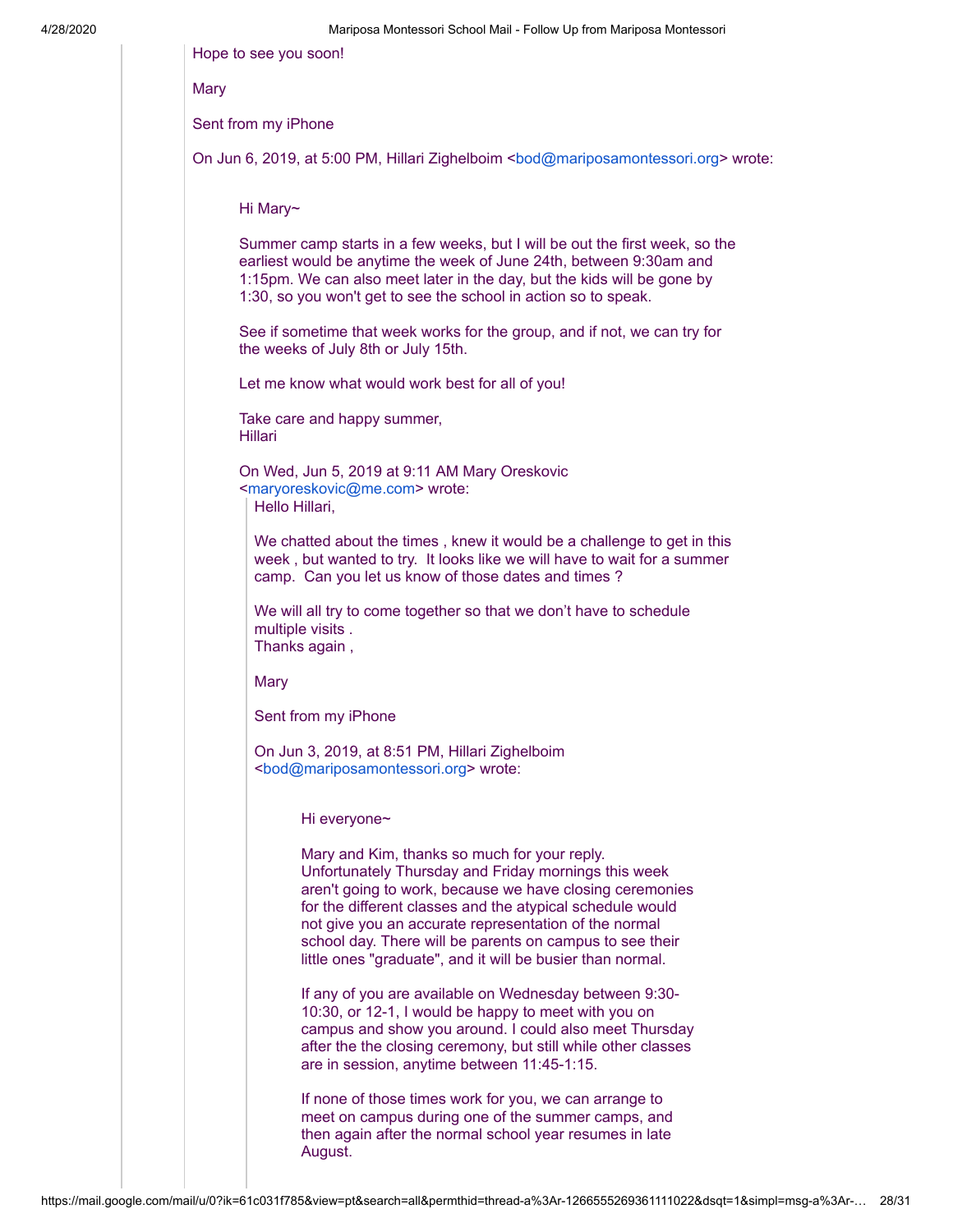Hope to see you soon!

Mary

Sent from my iPhone

On Jun 6, 2019, at 5:00 PM, Hillari Zighelboim <bod@mariposamontessori.org> wrote:

> Hi Mary~
>
> Summer camp starts in a few weeks, but I will be out the first week, so the earliest would be anytime the week of June 24th, between 9:30am and 1:15pm. We can also meet later in the day, but the kids will be gone by 1:30, so you won't get to see the school in action so to speak.
>
> See if sometime that week works for the group, and if not, we can try for the weeks of July 8th or July 15th.
>
> Let me know what would work best for all of you!
>
> Take care and happy summer,
> Hillari
>
> On Wed, Jun 5, 2019 at 9:11 AM Mary Oreskovic <maryoreskovic@me.com> wrote:
>
>> Hello Hillari,
>>
>> We chatted about the times , knew it would be a challenge to get in this week , but wanted to try. It looks like we will have to wait for a summer camp. Can you let us know of those dates and times ?
>>
>> We will all try to come together so that we don't have to schedule multiple visits .
>> Thanks again ,
>>
>> Mary
>>
>> Sent from my iPhone
>>
>> On Jun 3, 2019, at 8:51 PM, Hillari Zighelboim <bod@mariposamontessori.org> wrote:
>>
>>> Hi everyone~
>>>
>>> Mary and Kim, thanks so much for your reply. Unfortunately Thursday and Friday mornings this week aren't going to work, because we have closing ceremonies for the different classes and the atypical schedule would not give you an accurate representation of the normal school day. There will be parents on campus to see their little ones "graduate", and it will be busier than normal.
>>>
>>> If any of you are available on Wednesday between 9:30-10:30, or 12-1, I would be happy to meet with you on campus and show you around. I could also meet Thursday after the the closing ceremony, but still while other classes are in session, anytime between 11:45-1:15.
>>>
>>> If none of those times work for you, we can arrange to meet on campus during one of the summer camps, and then again after the normal school year resumes in late August.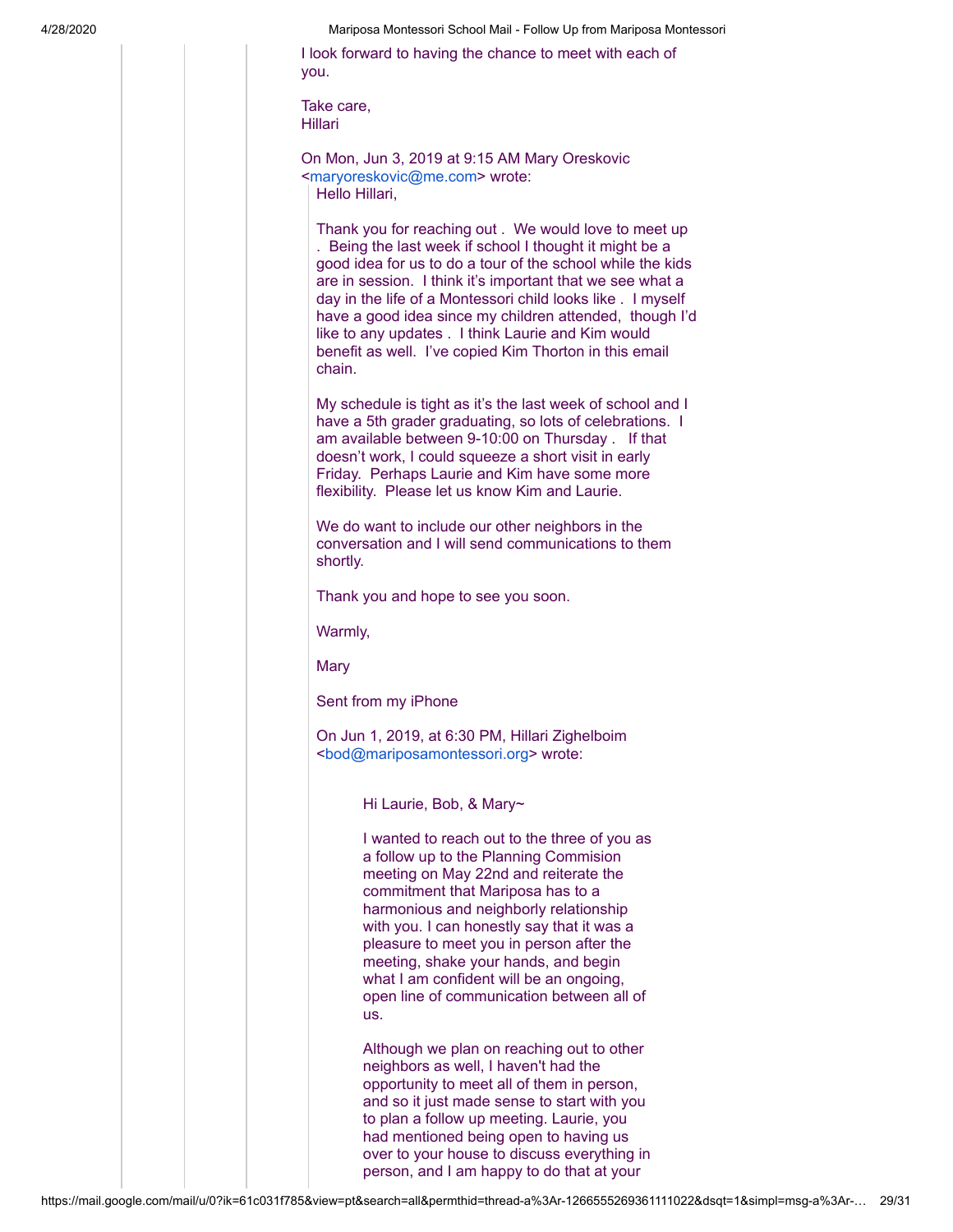I look forward to having the chance to meet with each of you.

Take care,
Hillari

On Mon, Jun 3, 2019 at 9:15 AM Mary Oreskovic <maryoreskovic@me.com> wrote:

> Hello Hillari,
>
> Thank you for reaching out . We would love to meet up . Being the last week if school I thought it might be a good idea for us to do a tour of the school while the kids are in session. I think it's important that we see what a day in the life of a Montessori child looks like . I myself have a good idea since my children attended, though I'd like to any updates . I think Laurie and Kim would benefit as well. I've copied Kim Thorton in this email chain.
>
> My schedule is tight as it's the last week of school and I have a 5th grader graduating, so lots of celebrations. I am available between 9-10:00 on Thursday . If that doesn't work, I could squeeze a short visit in early Friday. Perhaps Laurie and Kim have some more flexibility. Please let us know Kim and Laurie.
>
> We do want to include our other neighbors in the conversation and I will send communications to them shortly.
>
> Thank you and hope to see you soon.
>
> Warmly,
>
> Mary
>
> Sent from my iPhone
>
> On Jun 1, 2019, at 6:30 PM, Hillari Zighelboim <bod@mariposamontessori.org> wrote:
>
> > Hi Laurie, Bob, & Mary~
> >
> > I wanted to reach out to the three of you as a follow up to the Planning Commision meeting on May 22nd and reiterate the commitment that Mariposa has to a harmonious and neighborly relationship with you. I can honestly say that it was a pleasure to meet you in person after the meeting, shake your hands, and begin what I am confident will be an ongoing, open line of communication between all of us.
> >
> > Although we plan on reaching out to other neighbors as well, I haven't had the opportunity to meet all of them in person, and so it just made sense to start with you to plan a follow up meeting. Laurie, you had mentioned being open to having us over to your house to discuss everything in person, and I am happy to do that at your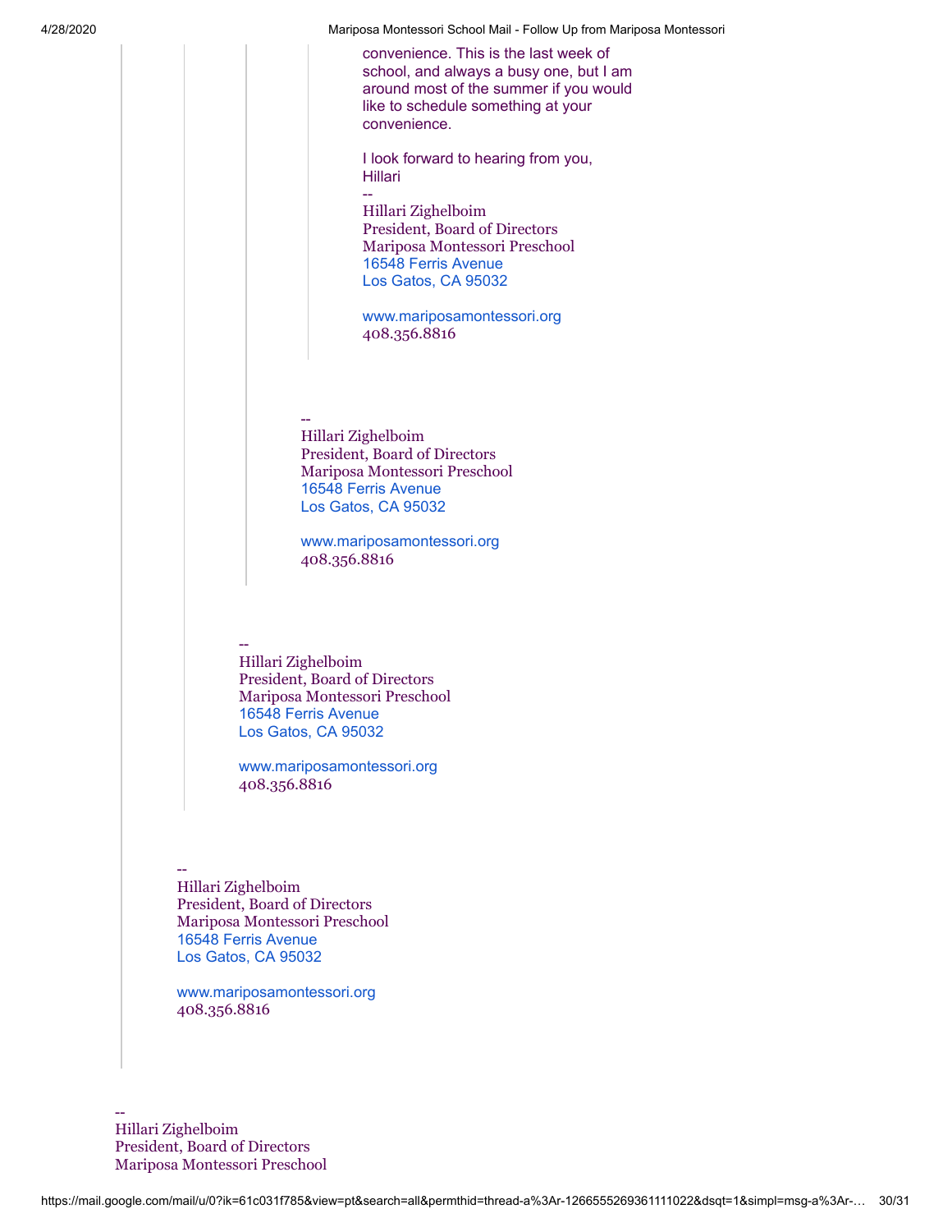> > > > convenience. This is the last week of school, and always a busy one, but I am around most of the summer if you would like to schedule something at your convenience.
> > > >
> > > > I look forward to hearing from you,
> > > > Hillari
> > > > --
> > > > Hillari Zighelboim
> > > > President, Board of Directors
> > > > Mariposa Montessori Preschool
> > > > 16548 Ferris Avenue
> > > > Los Gatos, CA 95032
> > > >
> > > > www.mariposamontessori.org
> > > > 408.356.8816
> > >
> > > --
> > > Hillari Zighelboim
> > > President, Board of Directors
> > > Mariposa Montessori Preschool
> > > 16548 Ferris Avenue
> > > Los Gatos, CA 95032
> > >
> > > www.mariposamontessori.org
> > > 408.356.8816
> >
> > --
> > Hillari Zighelboim
> > President, Board of Directors
> > Mariposa Montessori Preschool
> > 16548 Ferris Avenue
> > Los Gatos, CA 95032
> >
> > www.mariposamontessori.org
> > 408.356.8816
>
> --
> Hillari Zighelboim
> President, Board of Directors
> Mariposa Montessori Preschool
> 16548 Ferris Avenue
> Los Gatos, CA 95032
>
> www.mariposamontessori.org
> 408.356.8816

--
Hillari Zighelboim
President, Board of Directors
Mariposa Montessori Preschool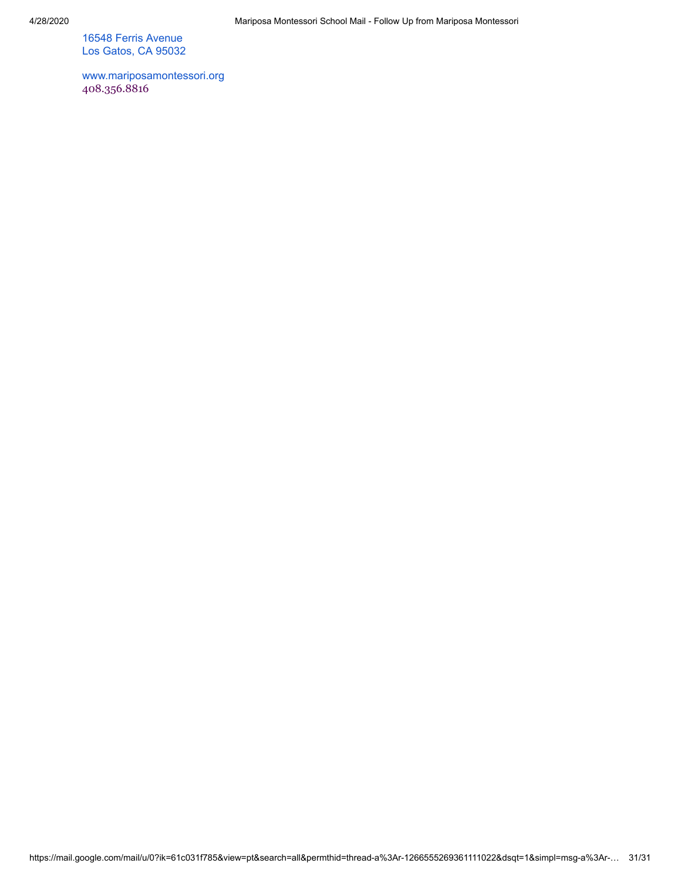16548 Ferris Avenue
Los Gatos, CA 95032

www.mariposamontessori.org
408.356.8816